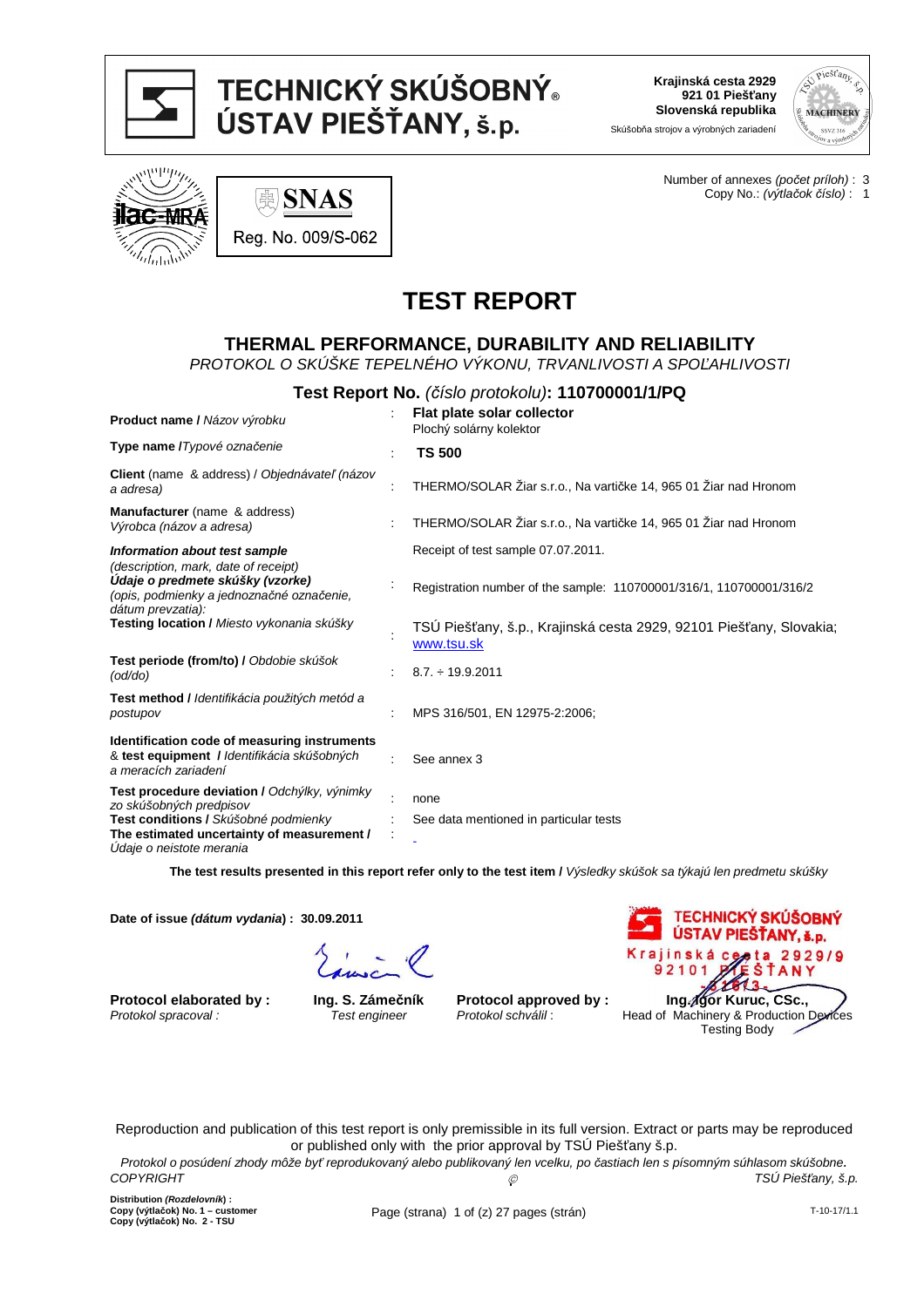# TECHNICKÝ SKÚŠOBNÝ ÚSTAV PIEŠŤANY, š.p.

**Krajinská cesta 2929**
**921 01 Piešťany**
**Slovenská republika**
Skúšobňa strojov a výrobných zariadení

SNAS
Reg. No. 009/S-062

Number of annexes *(počet príloh)* : 3
Copy No.: *(výtlačok číslo)* : 1

# TEST REPORT

## THERMAL PERFORMANCE, DURABILITY AND RELIABILITY

*PROTOKOL O SKÚŠKE TEPELNÉHO VÝKONU, TRVANLIVOSTI A SPOĽAHLIVOSTI*

### Test Report No. *(číslo protokolu)*: 110700001/1/PQ

| | | |
|---|---|---|
| **Product name /** *Názov výrobku* | : | **Flat plate solar collector** Plochý solárny kolektor |
| **Type name /** *Typové označenie* | : | **TS 500** |
| **Client** (name & address) / *Objednávateľ (názov a adresa)* | : | THERMO/SOLAR Žiar s.r.o., Na vartičke 14, 965 01 Žiar nad Hronom |
| **Manufacturer** (name & address) *Výrobca (názov a adresa)* | : | THERMO/SOLAR Žiar s.r.o., Na vartičke 14, 965 01 Žiar nad Hronom |
| ***Information about test sample*** *(description, mark, date of receipt)* ***Údaje o predmete skúšky (vzorke)*** *(opis, podmienky a jednoznačné označenie, dátum prevzatia):* | : | Receipt of test sample 07.07.2011. Registration number of the sample: 110700001/316/1, 110700001/316/2 |
| **Testing location /** *Miesto vykonania skúšky* | : | TSÚ Piešťany, š.p., Krajinská cesta 2929, 92101 Piešťany, Slovakia; www.tsu.sk |
| **Test periode (from/to) /** *Obdobie skúšok (od/do)* | : | 8.7. ÷ 19.9.2011 |
| **Test method /** *Identifikácia použitých metód a postupov* | : | MPS 316/501, EN 12975-2:2006; |
| **Identification code of measuring instruments & test equipment /** *Identifikácia skúšobných a meracích zariadení* | : | See annex 3 |
| **Test procedure deviation /** *Odchýlky, výnimky zo skúšobných predpisov* | : | none |
| **Test conditions /** *Skúšobné podmienky* | : | See data mentioned in particular tests |
| **The estimated uncertainty of measurement /** *Údaje o neistote merania* | : | - |

**The test results presented in this report refer only to the test item /** *Výsledky skúšok sa týkajú len predmetu skúšky*

**Date of issue *(dátum vydania)* : 30.09.2011**

| | | | |
|---|---|---|---|
| **Protocol elaborated by :** *Protokol spracoval :* | **Ing. S. Zámečník** *Test engineer* | **Protocol approved by :** *Protokol schválil :* | **Ing. Igor Kuruc, CSc.,** Head of Machinery & Production Devices Testing Body |

Reproduction and publication of this test report is only premissible in its full version. Extract or parts may be reproduced or published only with the prior approval by TSÚ Piešťany š.p.

*Protokol o posúdení zhody môže byť reprodukovaný alebo publikovaný len vcelku, po častiach len s písomným súhlasom skúšobne.*

*COPYRIGHT* © *TSÚ Piešťany, š.p.*

**Distribution *(Rozdelovník)* :**
**Copy (výtlačok) No. 1 – customer**
**Copy (výtlačok) No. 2 - TSU**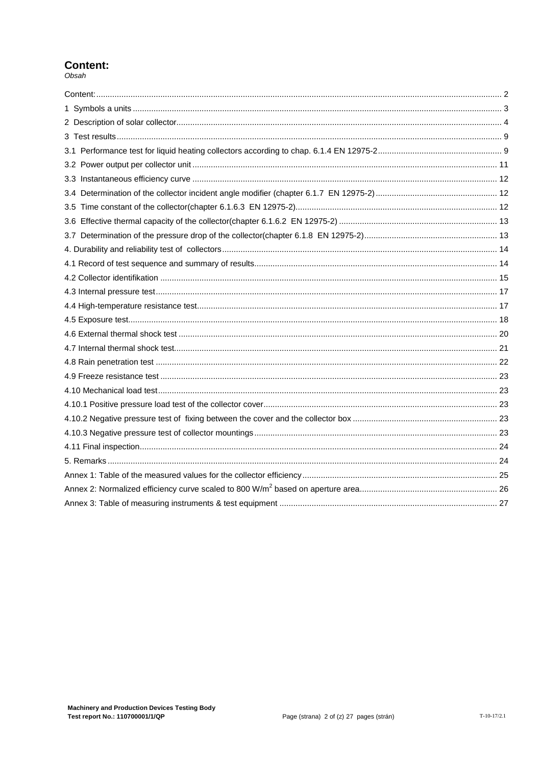# Content:

*Obsah*

Content: 2
1 Symbols a units 3
2 Description of solar collector 4
3 Test results 9
3.1 Performance test for liquid heating collectors according to chap. 6.1.4 EN 12975-2 9
3.2 Power output per collector unit 11
3.3 Instantaneous efficiency curve 12
3.4 Determination of the collector incident angle modifier (chapter 6.1.7 EN 12975-2) 12
3.5 Time constant of the collector(chapter 6.1.6.3 EN 12975-2) 12
3.6 Effective thermal capacity of the collector(chapter 6.1.6.2 EN 12975-2) 13
3.7 Determination of the pressure drop of the collector(chapter 6.1.8 EN 12975-2) 13
4. Durability and reliability test of collectors 14
4.1 Record of test sequence and summary of results 14
4.2 Collector identifikation 15
4.3 Internal pressure test 17
4.4 High-temperature resistance test 17
4.5 Exposure test 18
4.6 External thermal shock test 20
4.7 Internal thermal shock test 21
4.8 Rain penetration test 22
4.9 Freeze resistance test 23
4.10 Mechanical load test 23
4.10.1 Positive pressure load test of the collector cover 23
4.10.2 Negative pressure test of fixing between the cover and the collector box 23
4.10.3 Negative pressure test of collector mountings 23
4.11 Final inspection 24
5. Remarks 24
Annex 1: Table of the measured values for the collector efficiency 25
Annex 2: Normalized efficiency curve scaled to 800 $W/m^2$ based on aperture area 26
Annex 3: Table of measuring instruments & test equipment 27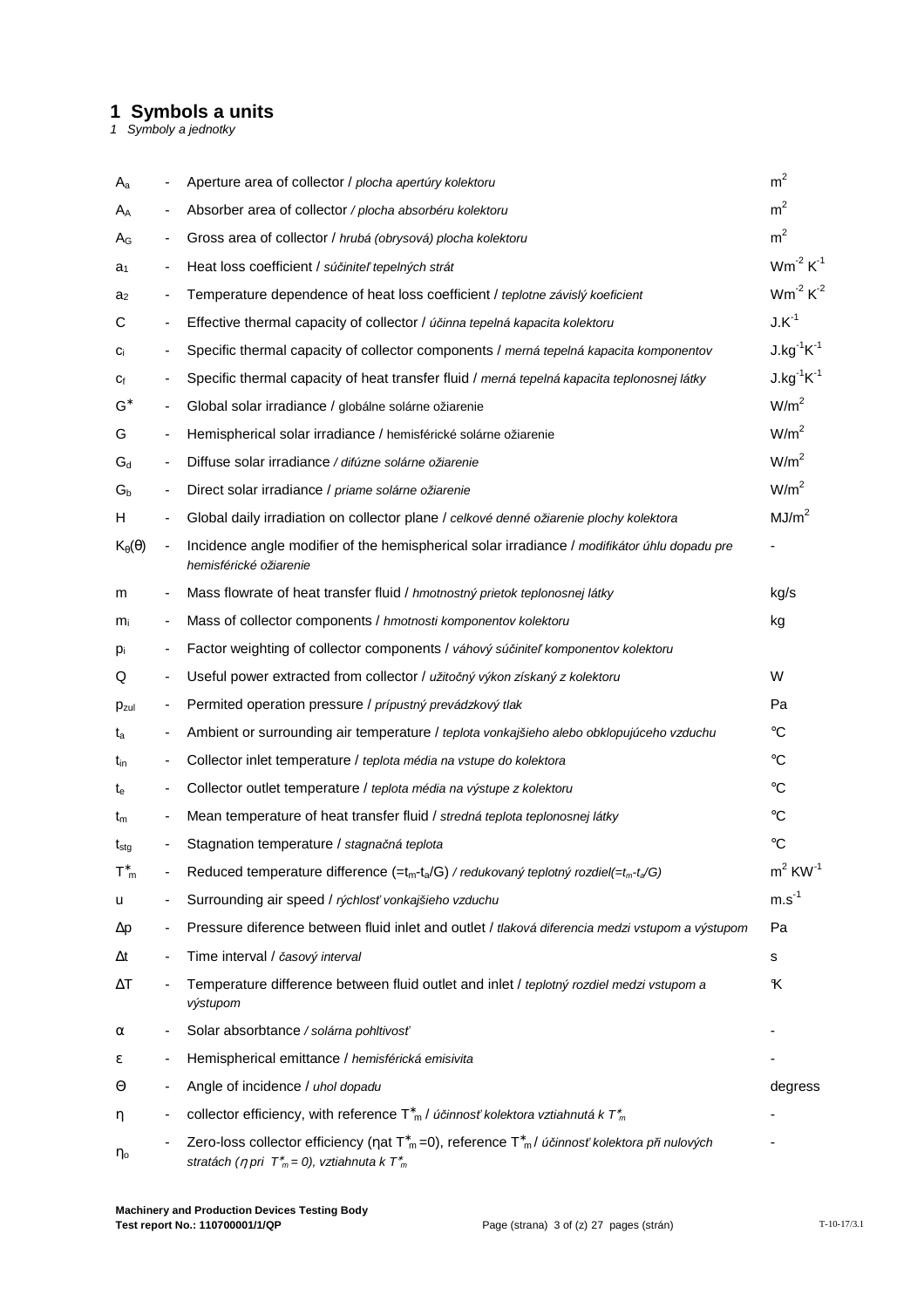# 1 Symbols a units

*1 Symboly a jednotky*

| | | | |
|---|---|---|---|
| $A_a$ | - | Aperture area of collector / *plocha apertúry kolektoru* | $m^2$ |
| $A_A$ | - | Absorber area of collector */ plocha absorbéru kolektoru* | $m^2$ |
| $A_G$ | - | Gross area of collector / *hrubá (obrysová) plocha kolektoru* | $m^2$ |
| $a_1$ | - | Heat loss coefficient / *súčiniteľ tepelných strát* | $Wm^{-2}\ K^{-1}$ |
| $a_2$ | - | Temperature dependence of heat loss coefficient / *teplotne závislý koeficient* | $Wm^{-2}\ K^{-2}$ |
| C | - | Effective thermal capacity of collector / *účinna tepelná kapacita kolektoru* | $J.K^{-1}$ |
| $c_i$ | - | Specific thermal capacity of collector components / *merná tepelná kapacita komponentov* | $J.kg^{-1}K^{-1}$ |
| $c_f$ | - | Specific thermal capacity of heat transfer fluid / *merná tepelná kapacita teplonosnej látky* | $J.kg^{-1}K^{-1}$ |
| $G^*$ | - | Global solar irradiance / globálne solárne ožiarenie | $W/m^2$ |
| G | - | Hemispherical solar irradiance / hemisférické solárne ožiarenie | $W/m^2$ |
| $G_d$ | - | Diffuse solar irradiance */ difúzne solárne ožiarenie* | $W/m^2$ |
| $G_b$ | - | Direct solar irradiance / *priame solárne ožiarenie* | $W/m^2$ |
| H | - | Global daily irradiation on collector plane / *celkové denné ožiarenie plochy kolektora* | $MJ/m^2$ |
| $K_\theta(\theta)$ | - | Incidence angle modifier of the hemispherical solar irradiance / *modifikátor úhlu dopadu pre hemisférické ožiarenie* | - |
| m | - | Mass flowrate of heat transfer fluid / *hmotnostný prietok teplonosnej látky* | kg/s |
| $m_i$ | - | Mass of collector components / *hmotnosti komponentov kolektoru* | kg |
| $p_i$ | - | Factor weighting of collector components / *váhový súčiniteľ komponentov kolektoru* | |
| Q | - | Useful power extracted from collector / *užitočný výkon získaný z kolektoru* | W |
| $p_{zul}$ | - | Permited operation pressure / *prípustný prevádzkový tlak* | Pa |
| $t_a$ | - | Ambient or surrounding air temperature / *teplota vonkajšieho alebo obklopujúceho vzduchu* | °C |
| $t_{in}$ | - | Collector inlet temperature / *teplota média na vstupe do kolektora* | °C |
| $t_e$ | - | Collector outlet temperature / *teplota média na výstupe z kolektoru* | °C |
| $t_m$ | - | Mean temperature of heat transfer fluid / *stredná teplota teplonosnej látky* | °C |
| $t_{stg}$ | - | Stagnation temperature / *stagnačná teplota* | °C |
| $T^*_m$ | - | Reduced temperature difference ($=t_m$-$t_a$/G) */ redukovaný teplotný rozdiel($=t_m$-$t_a$/G)* | $m^2\ KW^{-1}$ |
| u | - | Surrounding air speed / *rýchlosť vonkajšieho vzduchu* | $m.s^{-1}$ |
| Δp | - | Pressure diference between fluid inlet and outlet / *tlaková diferencia medzi vstupom a výstupom* | Pa |
| Δt | - | Time interval / *časový interval* | s |
| ΔT | - | Temperature difference between fluid outlet and inlet / *teplotný rozdiel medzi vstupom a výstupom* | K |
| α | - | Solar absorbtance */ solárna pohltivosť* | - |
| ε | - | Hemispherical emittance / *hemisférická emisivita* | - |
| Θ | - | Angle of incidence / *uhol dopadu* | degress |
| η | - | collector efficiency, with reference $T^*_m$ / *účinnosť kolektora vztiahnutá k $T^*_m$* | - |
| $\eta_o$ | - | Zero-loss collector efficiency (ηat $T^*_m$=0), reference $T^*_m$ / *účinnosť kolektora při nulových stratách (η pri $T^*_m$ = 0), vztiahnuta k $T^*_m$* | - |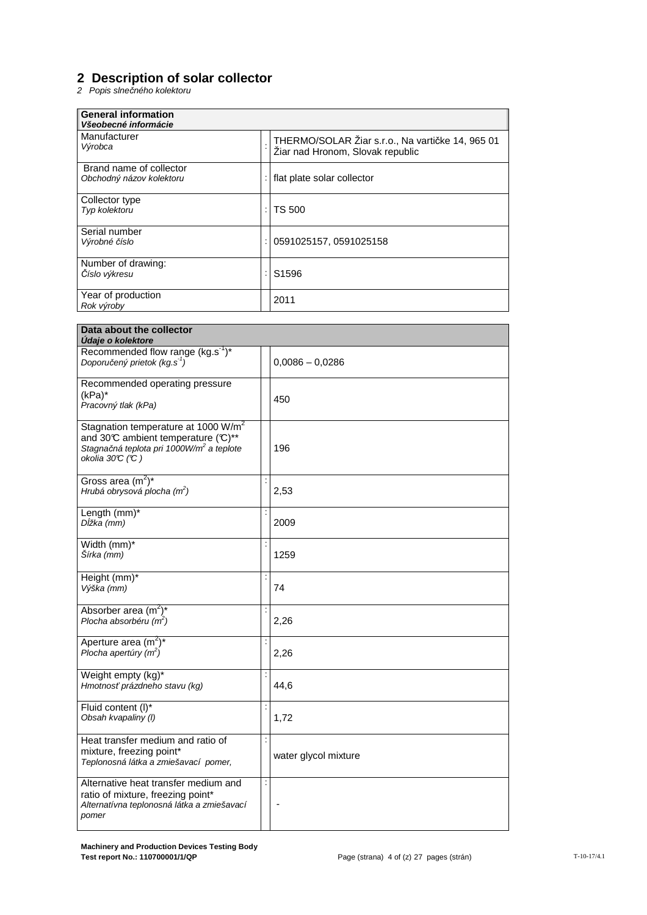## 2 Description of solar collector

*2 Popis slnečného kolektoru*

| **General information** *Všeobecné informácie* | | |
|---|---|---|
| Manufacturer *Výrobca* | : | THERMO/SOLAR Žiar s.r.o., Na vartičke 14, 965 01 Žiar nad Hronom, Slovak republic |
| Brand name of collector *Obchodný názov kolektoru* | : | flat plate solar collector |
| Collector type *Typ kolektoru* | : | TS 500 |
| Serial number *Výrobné číslo* | : | 0591025157, 0591025158 |
| Number of drawing: *Číslo výkresu* | : | S1596 |
| Year of production *Rok výroby* | | 2011 |

| **Data about the collector** *Údaje o kolektore* | | |
|---|---|---|
| Recommended flow range ($kg.s^{-1}$)* *Doporučený prietok ($kg.s^{-1}$)* | | 0,0086 – 0,0286 |
| Recommended operating pressure (kPa)* *Pracovný tlak (kPa)* | | 450 |
| Stagnation temperature at 1000 $W/m^2$ and 30℃ ambient temperature (℃)** *Stagnačná teplota pri 1000$W/m^2$ a teplote okolia 30℃ (℃ )* | | 196 |
| Gross area ($m^2$)* *Hrubá obrysová plocha ($m^2$)* | : | 2,53 |
| Length (mm)* *Dĺžka (mm)* | : | 2009 |
| Width (mm)* *Šírka (mm)* | : | 1259 |
| Height (mm)* *Výška (mm)* | : | 74 |
| Absorber area ($m^2$)* *Plocha absorbéru ($m^2$)* | : | 2,26 |
| Aperture area ($m^2$)* *Plocha apertúry ($m^2$)* | : | 2,26 |
| Weight empty (kg)* *Hmotnosť prázdneho stavu (kg)* | : | 44,6 |
| Fluid content (l)* *Obsah kvapaliny (l)* | : | 1,72 |
| Heat transfer medium and ratio of mixture, freezing point* *Teplonosná látka a zmiešavací pomer,* | : | water glycol mixture |
| Alternative heat transfer medium and ratio of mixture, freezing point* *Alternatívna teplonosná látka a zmiešavací pomer* | : | - |

**Machinery and Production Devices Testing Body**
**Test report No.: 110700001/1/QP**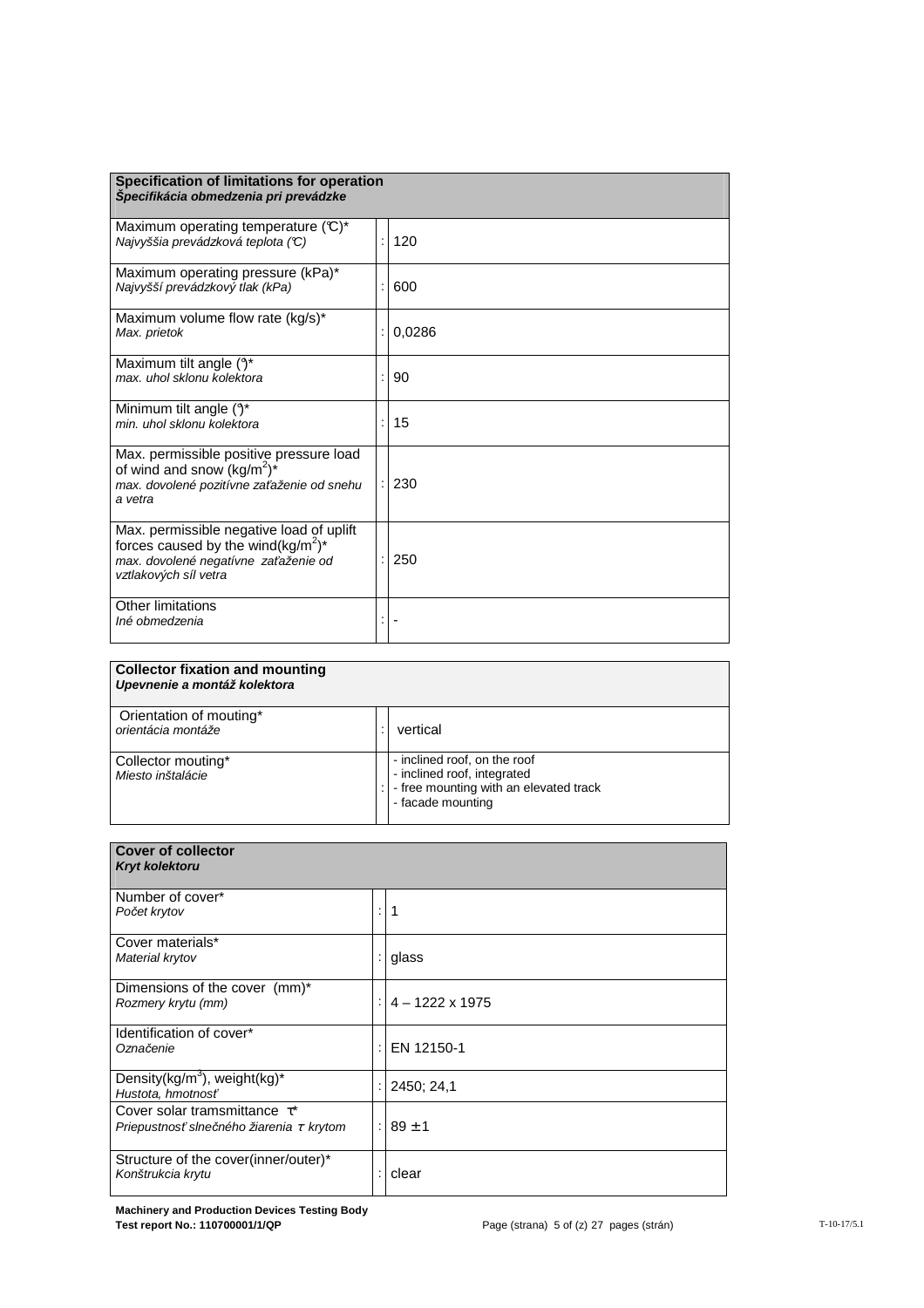| **Specification of limitations for operation**<br>***Špecifikácia obmedzenia pri prevádzke*** | | |
|---|---|---|
| Maximum operating temperature (℃)*<br>*Najvyššia prevádzková teplota (℃)* | : | 120 |
| Maximum operating pressure (kPa)*<br>*Najvyšší prevádzkový tlak (kPa)* | : | 600 |
| Maximum volume flow rate (kg/s)*<br>*Max. prietok* | : | 0,0286 |
| Maximum tilt angle (°)*<br>*max. uhol sklonu kolektora* | : | 90 |
| Minimum tilt angle (°)*<br>*min. uhol sklonu kolektora* | : | 15 |
| Max. permissible positive pressure load of wind and snow (kg/m$^2$)*<br>*max. dovolené pozitívne zaťaženie od snehu a vetra* | : | 230 |
| Max. permissible negative load of uplift forces caused by the wind(kg/m$^2$)*<br>*max. dovolené negatívne zaťaženie od vztlakových síl vetra* | : | 250 |
| Other limitations<br>*Iné obmedzenia* | : | - |

| **Collector fixation and mounting**<br>***Upevnenie a montáž kolektora*** | | |
|---|---|---|
| Orientation of mouting*<br>*orientácia montáže* | : | vertical |
| Collector mouting*<br>*Miesto inštalácie* | : | - inclined roof, on the roof<br>- inclined roof, integrated<br>- free mounting with an elevated track<br>- facade mounting |

| **Cover of collector**<br>***Kryt kolektoru*** | | |
|---|---|---|
| Number of cover*<br>*Počet krytov* | : | 1 |
| Cover materials*<br>*Material krytov* | : | glass |
| Dimensions of the cover (mm)*<br>*Rozmery krytu (mm)* | : | 4 – 1222 x 1975 |
| Identification of cover*<br>*Označenie* | : | EN 12150-1 |
| Density(kg/m$^3$), weight(kg)*<br>*Hustota, hmotnosť* | : | 2450; 24,1 |
| Cover solar tramsmittance $\tau$*<br>*Priepustnosť slnečného žiarenia $\tau$ krytom* | : | 89 ± 1 |
| Structure of the cover(inner/outer)*<br>*Konštrukcia krytu* | : | clear |

**Machinery and Production Devices Testing Body**
**Test report No.: 110700001/1/QP**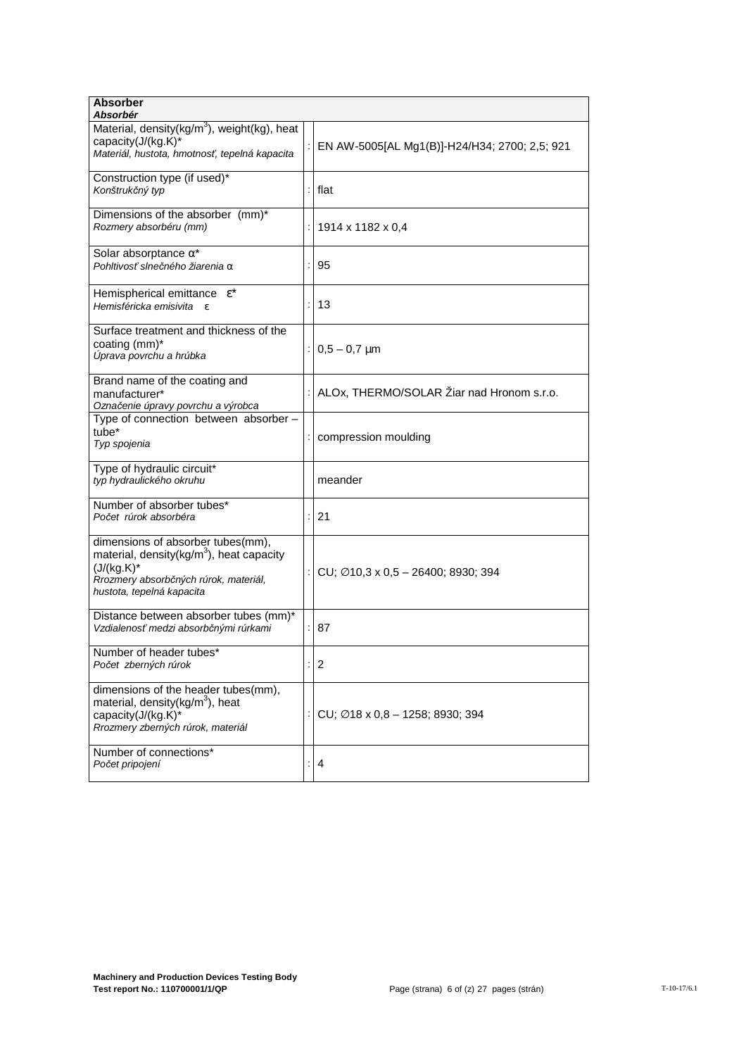| **Absorber**<br>***Absorbér*** | | |
|---|---|---|
| Material, density(kg/m$^3$), weight(kg), heat capacity(J/(kg.K)*<br>*Materiál, hustota, hmotnosť, tepelná kapacita* | : | EN AW-5005[AL Mg1(B)]-H24/H34; 2700; 2,5; 921 |
| Construction type (if used)*<br>*Konštrukčný typ* | : | flat |
| Dimensions of the absorber (mm)*<br>*Rozmery absorbéru (mm)* | : | 1914 x 1182 x 0,4 |
| Solar absorptance α*<br>*Pohltivosť slnečného žiarenia α* | : | 95 |
| Hemispherical emittance ε*<br>*Hemisféricka emisivita ε* | : | 13 |
| Surface treatment and thickness of the coating (mm)*<br>*Úprava povrchu a hrúbka* | : | 0,5 – 0,7 μm |
| Brand name of the coating and manufacturer*<br>*Označenie úpravy povrchu a výrobca* | : | ALOx, THERMO/SOLAR Žiar nad Hronom s.r.o. |
| Type of connection between absorber – tube*<br>*Typ spojenia* | : | compression moulding |
| Type of hydraulic circuit*<br>*typ hydraulického okruhu* | | meander |
| Number of absorber tubes*<br>*Počet rúrok absorbéra* | : | 21 |
| dimensions of absorber tubes(mm), material, density(kg/m$^3$), heat capacity (J/(kg.K)*<br>*Rozmery absorbčných rúrok, materiál, hustota, tepelná kapacita* | : | CU; ∅10,3 x 0,5 – 26400; 8930; 394 |
| Distance between absorber tubes (mm)*<br>*Vzdialenosť medzi absorbčnými rúrkami* | : | 87 |
| Number of header tubes*<br>*Počet zberných rúrok* | : | 2 |
| dimensions of the header tubes(mm), material, density(kg/m$^3$), heat capacity(J/(kg.K)*<br>*Rozmery zberných rúrok, materiál* | : | CU; ∅18 x 0,8 – 1258; 8930; 394 |
| Number of connections*<br>*Počet pripojení* | : | 4 |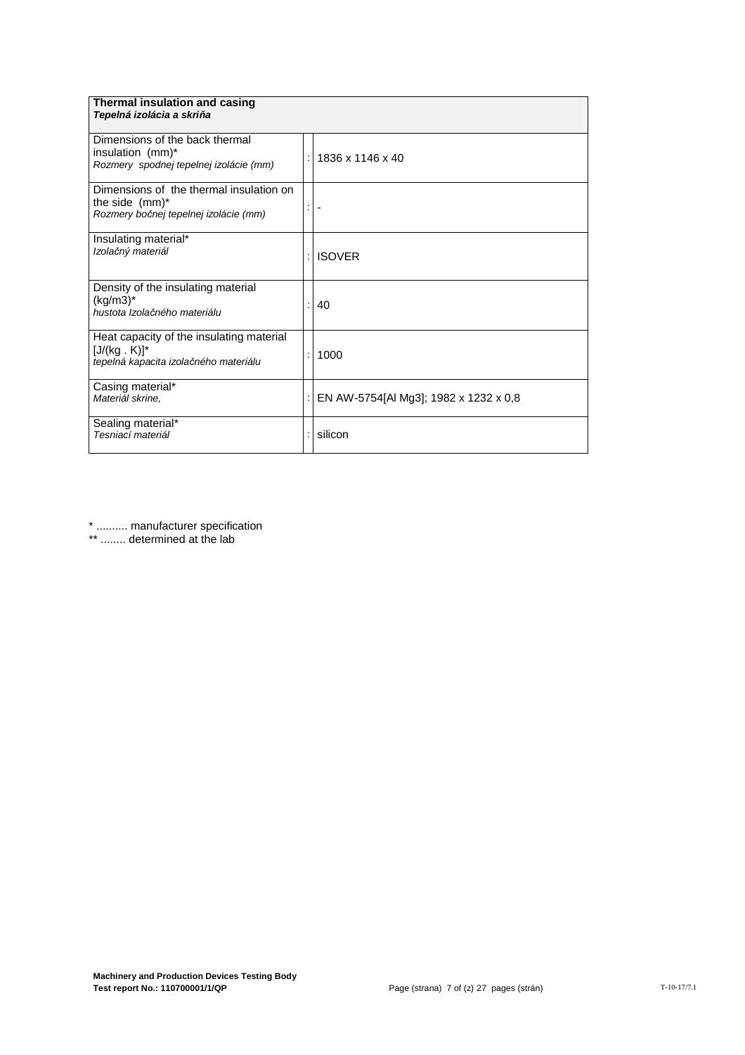| **Thermal insulation and casing**<br>***Tepelná izolácia a skriňa*** | | |
|---|---|---|
| Dimensions of the back thermal insulation (mm)*<br>*Rozmery spodnej tepelnej izolácie (mm)* | : | 1836 x 1146 x 40 |
| Dimensions of the thermal insulation on the side (mm)*<br>*Rozmery bočnej tepelnej izolácie (mm)* | : | - |
| Insulating material*<br>*Izolačný materiál* | : | ISOVER |
| Density of the insulating material (kg/m3)*<br>*hustota Izolačného materiálu* | : | 40 |
| Heat capacity of the insulating material [J/(kg . K)]*<br>*tepelná kapacita izolačného materiálu* | : | 1000 |
| Casing material*<br>*Materiál skrine,* | : | EN AW-5754[Al Mg3]; 1982 x 1232 x 0,8 |
| Sealing material*<br>*Tesniací materiál* | : | silicon |

* .......... manufacturer specification

** ........ determined at the lab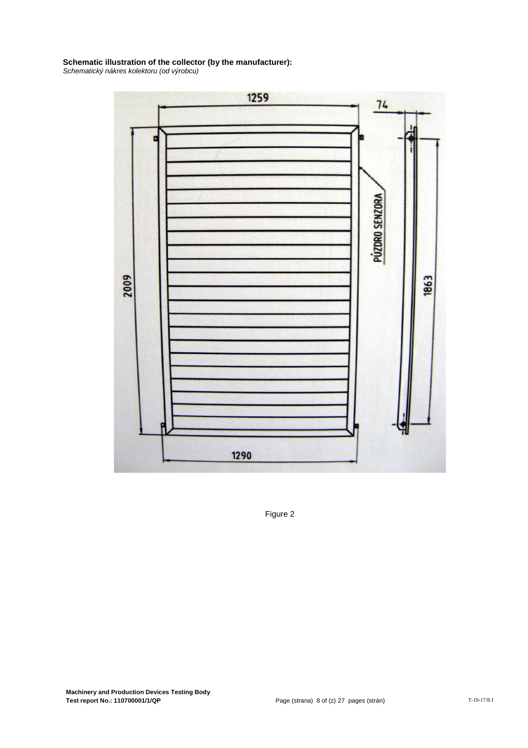**Schematic illustration of the collector (by the manufacturer):**
*Schematický nákres kolektoru (od výrobcu)*

Figure 2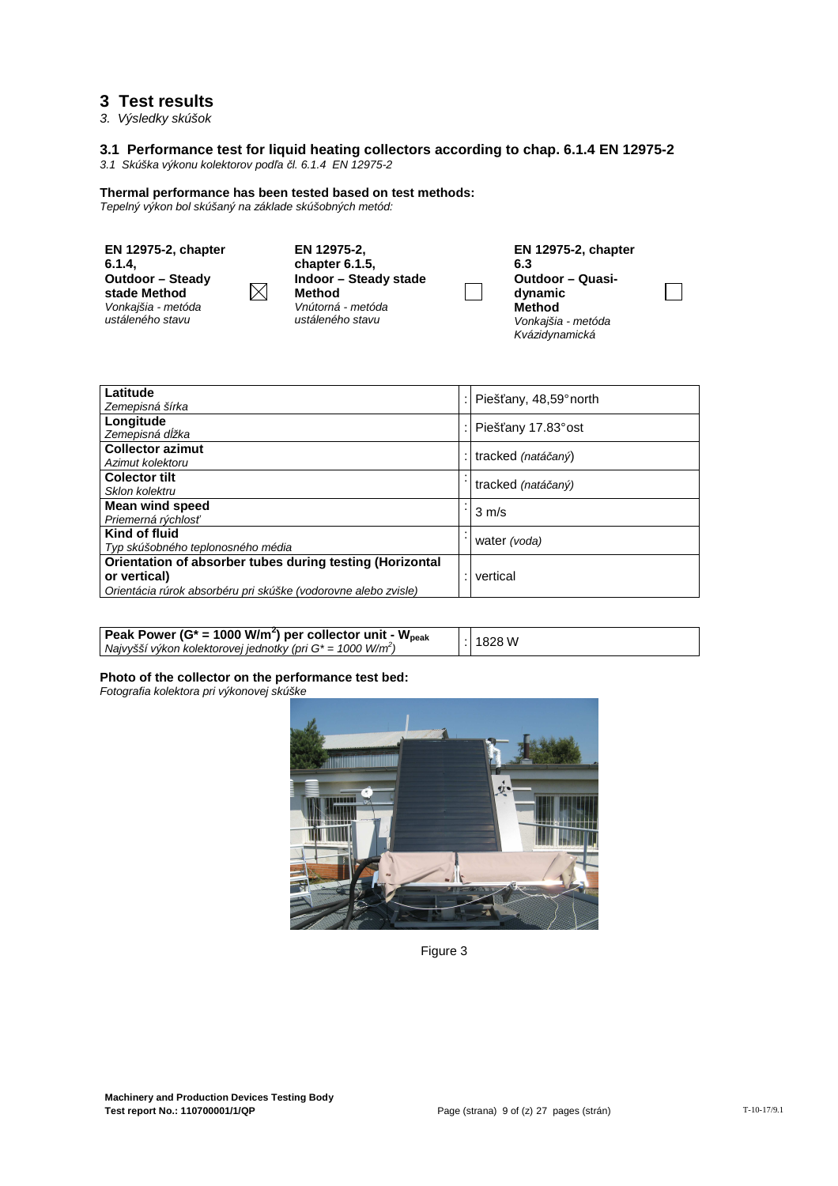# 3 Test results

*3. Výsledky skúšok*

## 3.1 Performance test for liquid heating collectors according to chap. 6.1.4 EN 12975-2

*3.1 Skúška výkonu kolektorov podľa čl. 6.1.4 EN 12975-2*

**Thermal performance has been tested based on test methods:**
*Tepelný výkon bol skúšaný na základe skúšobných metód:*

| | | | | | |
|---|---|---|---|---|---|
| **EN 12975-2, chapter 6.1.4, Outdoor – Steady stade Method** *Vonkajšia - metóda ustáleného stavu* | ☒ | **EN 12975-2, chapter 6.1.5, Indoor – Steady stade Method** *Vnútorná - metóda ustáleného stavu* | ☐ | **EN 12975-2, chapter 6.3 Outdoor – Quasi-dynamic Method** *Vonkajšia - metóda Kvázidynamická* | ☐ |

| | | |
|---|---|---|
| **Latitude** *Zemepisná šírka* | : | Piešťany, 48,59°north |
| **Longitude** *Zemepisná dĺžka* | : | Piešťany 17.83°ost |
| **Collector azimut** *Azimut kolektoru* | : | tracked *(natáčaný)* |
| **Colector tilt** *Sklon kolektru* | : | tracked *(natáčaný)* |
| **Mean wind speed** *Priemerná rýchlosť* | : | 3 m/s |
| **Kind of fluid** *Typ skúšobného teplonosného média* | : | water *(voda)* |
| **Orientation of absorber tubes during testing (Horizontal or vertical)** *Orientácia rúrok absorbéru pri skúške (vodorovne alebo zvisle)* | : | vertical |

| | | |
|---|---|---|
| **Peak Power ($G^* = 1000\ W/m^2$) per collector unit - $W_{peak}$** *Najvyšší výkon kolektorovej jednotky (pri $G^* = 1000\ W/m^2$)* | : | 1828 W |

**Photo of the collector on the performance test bed:**
*Fotografia kolektora pri výkonovej skúške*

Figure 3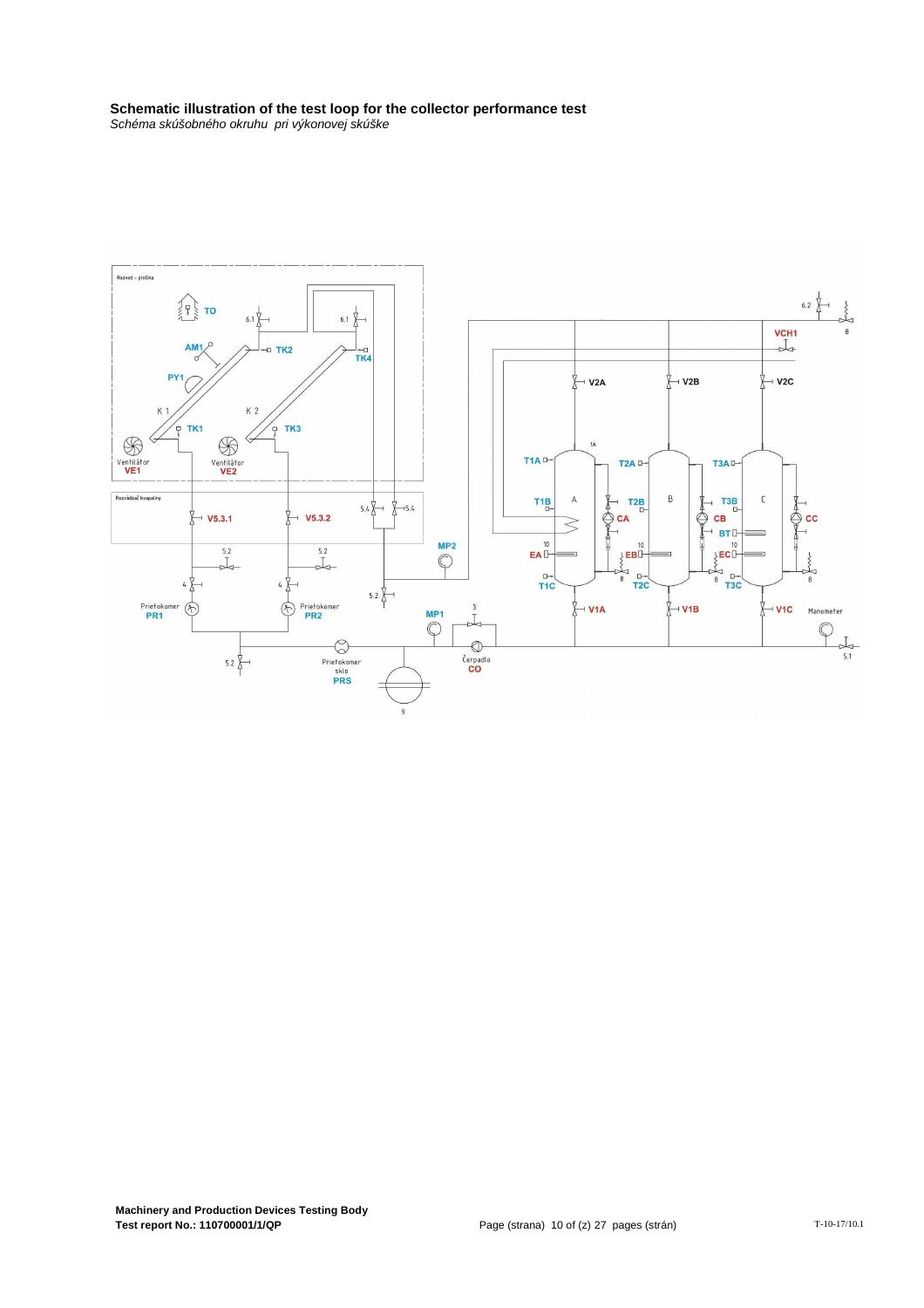**Schematic illustration of the test loop for the collector performance test**

*Schéma skúšobného okruhu pri výkonovej skúške*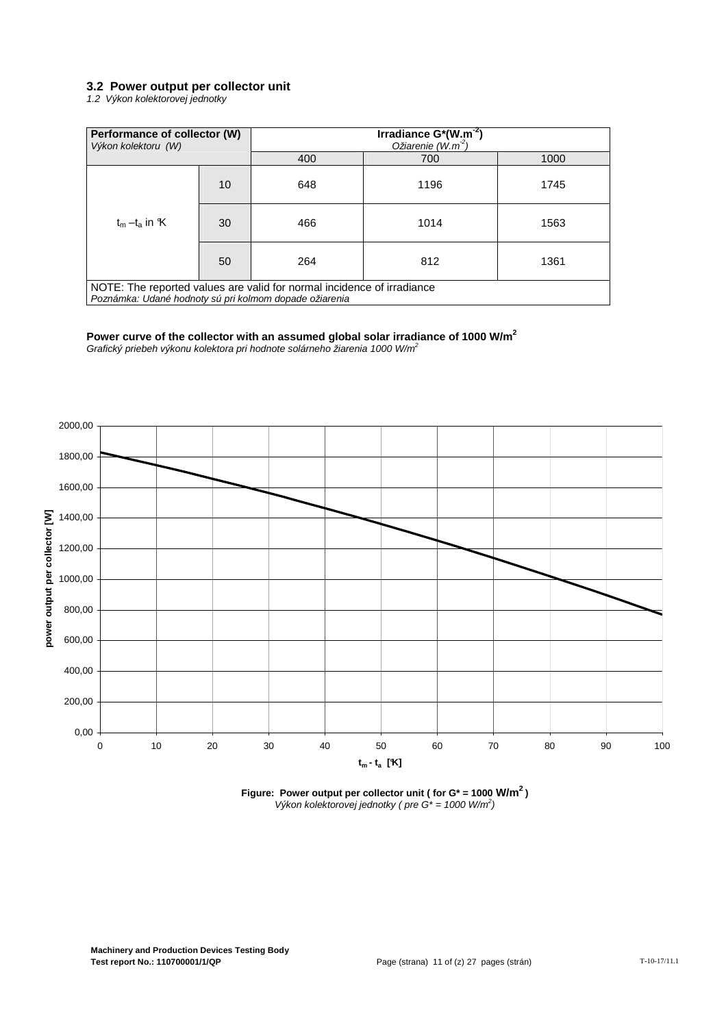### 3.2 Power output per collector unit

*1.2 Výkon kolektorovej jednotky*

| **Performance of collector (W)** *Výkon kolektoru (W)* | | **Irradiance G*(W.m$^{-2}$)** *Ožiarenie (W.m$^{-2}$)* | | |
|---|---|---|---|---|
| | | 400 | 700 | 1000 |
| $t_m - t_a$ in K | 10 | 648 | 1196 | 1745 |
| | 30 | 466 | 1014 | 1563 |
| | 50 | 264 | 812 | 1361 |
| NOTE: The reported values are valid for normal incidence of irradiance *Poznámka: Udané hodnoty sú pri kolmom dopade ožiarenia* | | | | |

**Power curve of the collector with an assumed global solar irradiance of 1000 W/m$^2$**

*Grafický priebeh výkonu kolektora pri hodnote solárneho žiarenia 1000 W/m$^2$*

**Figure: Power output per collector unit ( for G* = 1000 W/m$^2$ )**

*Výkon kolektorovej jednotky ( pre G* = 1000 W/m$^2$)*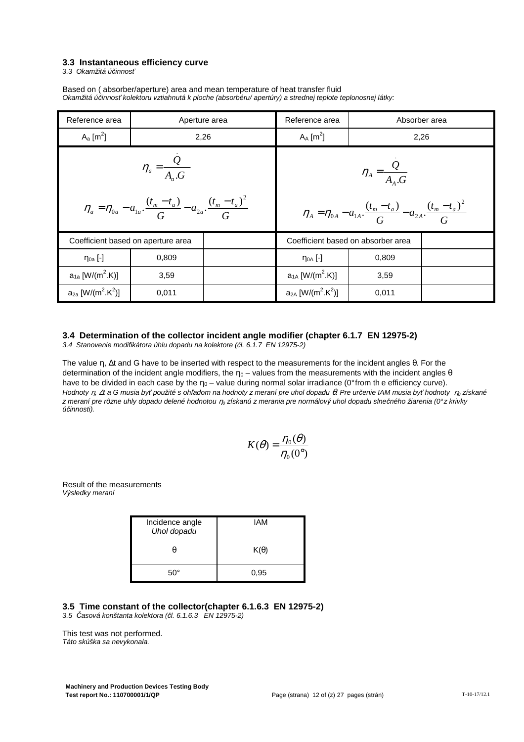### 3.3 Instantaneous efficiency curve

*3.3 Okamžitá účinnosť*

Based on ( absorber/aperture) area and mean temperature of heat transfer fluid

*Okamžitá účinnosť kolektoru vztiahnutá k ploche (absorbéru/ apertúry) a strednej teplote teplonosnej látky:*

| Reference area | Aperture area | | Reference area | Absorber area | |
|---|---|---|---|---|---|
| $A_a$ [m$^2$] | 2,26 | | $A_A$ [m$^2$] | 2,26 | |
| $\eta_a = \frac{\dot{Q}}{A_a.G}$ <br> $\eta_a = \eta_{0a} - a_{1a}.\frac{(t_m - t_a)}{G} - a_{2a}.\frac{(t_m - t_a)^2}{G}$ | | | $\eta_A = \frac{\dot{Q}}{A_A.G}$ <br> $\eta_A = \eta_{0A} - a_{1A}.\frac{(t_m - t_a)}{G} - a_{2A}.\frac{(t_m - t_a)^2}{G}$ | | |
| Coefficient based on aperture area | | | Coefficient based on absorber area | | |
| $\eta_{0a}$ [-] | 0,809 | | $\eta_{0A}$ [-] | 0,809 | |
| $a_{1a}$ [W/(m$^2$.K)] | 3,59 | | $a_{1A}$ [W/(m$^2$.K)] | 3,59 | |
| $a_{2a}$ [W/(m$^2$.K$^2$)] | 0,011 | | $a_{2A}$ [W/(m$^2$.K$^2$)] | 0,011 | |

### 3.4 Determination of the collector incident angle modifier (chapter 6.1.7 EN 12975-2)

*3.4 Stanovenie modifikátora úhlu dopadu na kolektore (čl. 6.1.7 EN 12975-2)*

The value η, Δt and G have to be inserted with respect to the measurements for the incident angles θ. For the determination of the incident angle modifiers, the $\eta_0$ – values from the measurements with the incident angles θ have to be divided in each case by the $\eta_0$ – value during normal solar irradiance (0° from th e efficiency curve).

*Hodnoty η, Δt a G musia byť použité s ohľadom na hodnoty z meraní pre uhol dopadu θ. Pre určenie IAM musia byť hodnoty $\eta_0$ získané z meraní pre rôzne uhly dopadu delené hodnotou $\eta_0$ získanú z merania pre normálový uhol dopadu slnečného žiarenia (0° z krivky účinnosti).*

$$K(\theta) = \frac{\eta_0(\theta)}{\eta_0(0°)}$$

Result of the measurements

*Výsledky meraní*

| Incidence angle<br>*Uhol dopadu*<br>θ | IAM<br>K(θ) |
|---|---|
| 50° | 0,95 |

### 3.5 Time constant of the collector(chapter 6.1.6.3 EN 12975-2)

*3.5 Časová konštanta kolektora (čl. 6.1.6.3 EN 12975-2)*

This test was not performed.

*Táto skúška sa nevykonala.*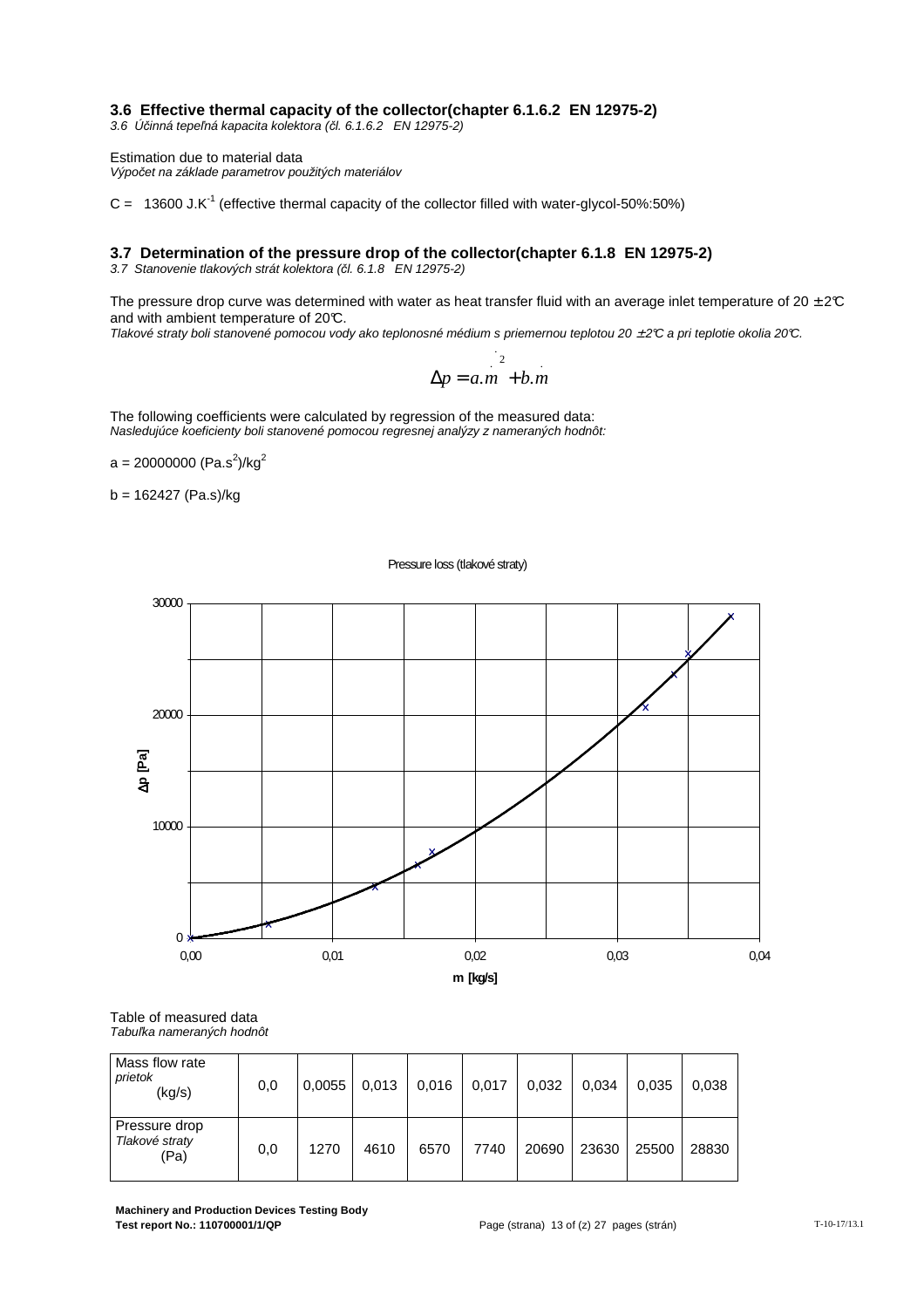### 3.6 Effective thermal capacity of the collector(chapter 6.1.6.2 EN 12975-2)

*3.6 Účinná tepeľná kapacita kolektora (čl. 6.1.6.2 EN 12975-2)*

Estimation due to material data
*Výpočet na základe parametrov použitých materiálov*

C = 13600 $J.K^{-1}$ (effective thermal capacity of the collector filled with water-glycol-50%:50%)

### 3.7 Determination of the pressure drop of the collector(chapter 6.1.8 EN 12975-2)

*3.7 Stanovenie tlakových strát kolektora (čl. 6.1.8 EN 12975-2)*

The pressure drop curve was determined with water as heat transfer fluid with an average inlet temperature of 20 ± 2°C and with ambient temperature of 20°C.
*Tlakové straty boli stanovené pomocou vody ako teplonosné médium s priemernou teplotou 20 ± 2°C a pri teplotie okolia 20°C.*

$$\Delta p = a.\dot{m}^2 + b.\dot{m}$$

The following coefficients were calculated by regression of the measured data:
*Nasledujúce koeficienty boli stanovené pomocou regresnej analýzy z nameraných hodnôt:*

a = 20000000 $(Pa.s^2)/kg^2$

b = 162427 (Pa.s)/kg

Pressure loss (tlakové straty)

Table of measured data
*Tabuľka nameraných hodnôt*

| Mass flow rate *prietok* (kg/s) | 0,0 | 0,0055 | 0,013 | 0,016 | 0,017 | 0,032 | 0,034 | 0,035 | 0,038 |
|---|---|---|---|---|---|---|---|---|---|
| Pressure drop *Tlakové straty* (Pa) | 0,0 | 1270 | 4610 | 6570 | 7740 | 20690 | 23630 | 25500 | 28830 |

**Machinery and Production Devices Testing Body**
**Test report No.: 110700001/1/QP**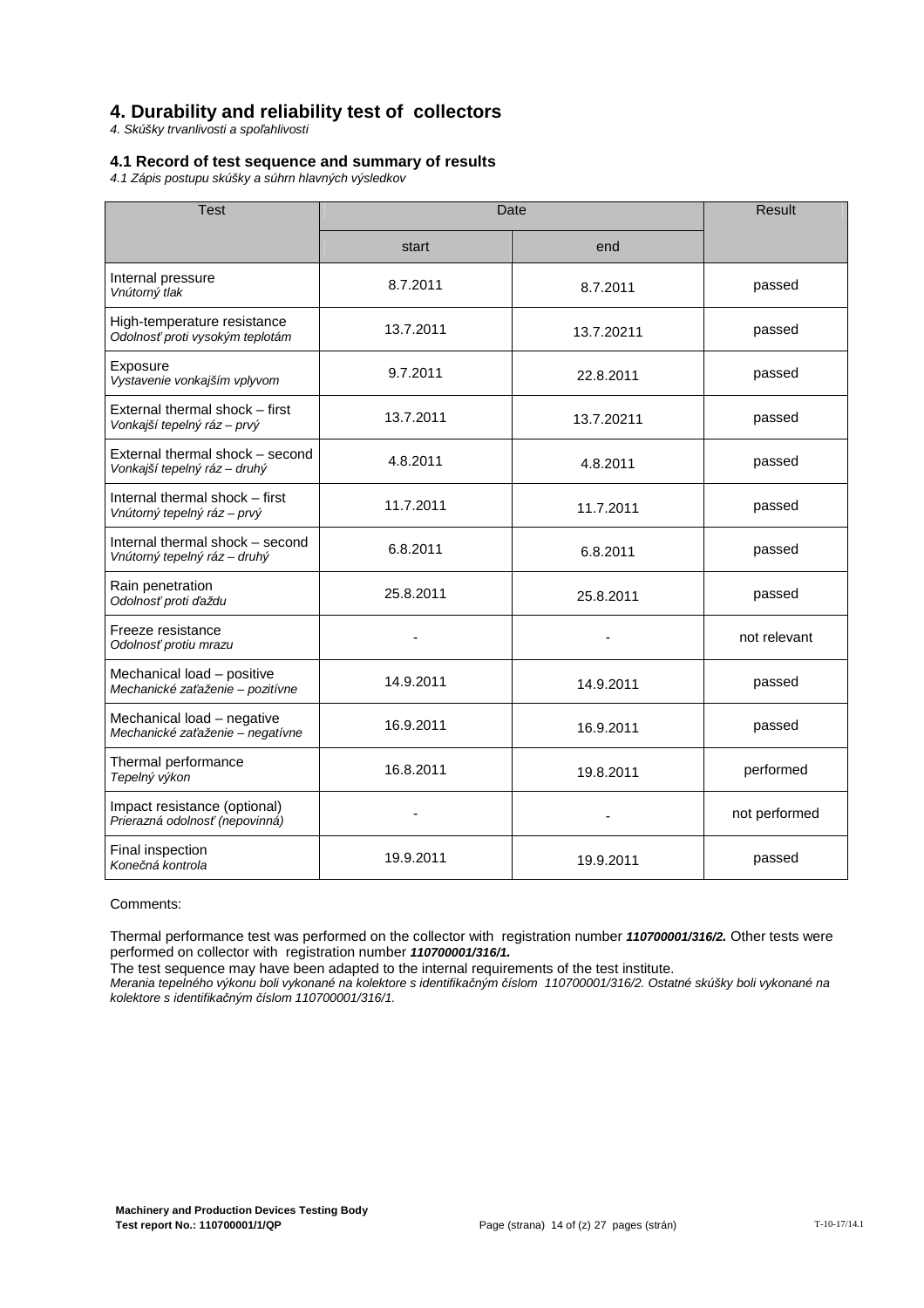## 4. Durability and reliability test of collectors

*4. Skúšky trvanlivosti a spoľahlivosti*

### 4.1 Record of test sequence and summary of results

*4.1 Zápis postupu skúšky a súhrn hlavných výsledkov*

| Test | Date | | Result |
|---|---|---|---|
| | start | end | |
| Internal pressure *Vnútorný tlak* | 8.7.2011 | 8.7.2011 | passed |
| High-temperature resistance *Odolnosť proti vysokým teplotám* | 13.7.2011 | 13.7.20211 | passed |
| Exposure *Vystavenie vonkajším vplyvom* | 9.7.2011 | 22.8.2011 | passed |
| External thermal shock – first *Vonkajší tepelný ráz – prvý* | 13.7.2011 | 13.7.20211 | passed |
| External thermal shock – second *Vonkajší tepelný ráz – druhý* | 4.8.2011 | 4.8.2011 | passed |
| Internal thermal shock – first *Vnútorný tepelný ráz – prvý* | 11.7.2011 | 11.7.2011 | passed |
| Internal thermal shock – second *Vnútorný tepelný ráz – druhý* | 6.8.2011 | 6.8.2011 | passed |
| Rain penetration *Odolnosť proti ďaždu* | 25.8.2011 | 25.8.2011 | passed |
| Freeze resistance *Odolnosť protiu mrazu* | - | - | not relevant |
| Mechanical load – positive *Mechanické zaťaženie – pozitívne* | 14.9.2011 | 14.9.2011 | passed |
| Mechanical load – negative *Mechanické zaťaženie – negatívne* | 16.9.2011 | 16.9.2011 | passed |
| Thermal performance *Tepelný výkon* | 16.8.2011 | 19.8.2011 | performed |
| Impact resistance (optional) *Prierazná odolnosť (nepovinná)* | - | - | not performed |
| Final inspection *Konečná kontrola* | 19.9.2011 | 19.9.2011 | passed |

Comments:

Thermal performance test was performed on the collector with registration number ***110700001/316/2.*** Other tests were performed on collector with registration number ***110700001/316/1.***

The test sequence may have been adapted to the internal requirements of the test institute.

*Merania tepelného výkonu boli vykonané na kolektore s identifikačným číslom 110700001/316/2. Ostatné skúšky boli vykonané na kolektore s identifikačným číslom 110700001/316/1.*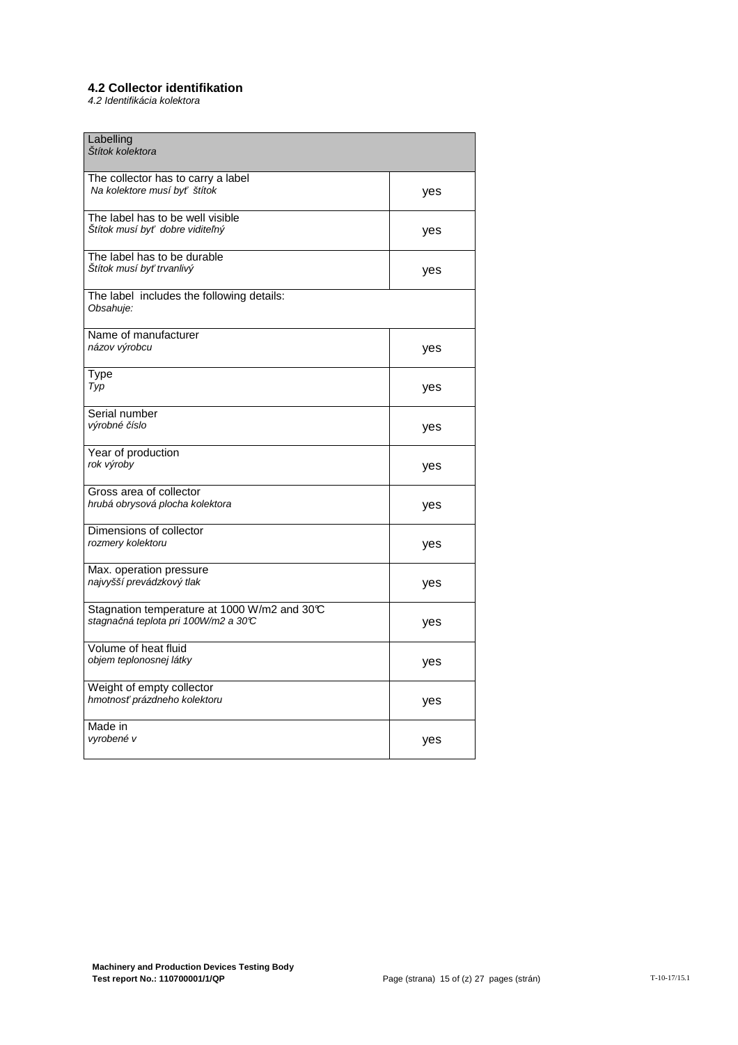### 4.2 Collector identifikation

*4.2 Identifikácia kolektora*

| Labelling<br>*Štítok kolektora* | |
|---|---|
| The collector has to carry a label<br>*Na kolektore musí byť štítok* | yes |
| The label has to be well visible<br>*Štítok musí byť dobre viditeľný* | yes |
| The label has to be durable<br>*Štítok musí byť trvanlivý* | yes |
| The label includes the following details:<br>*Obsahuje:* | |
| Name of manufacturer<br>*názov výrobcu* | yes |
| Type<br>*Typ* | yes |
| Serial number<br>*výrobné číslo* | yes |
| Year of production<br>*rok výroby* | yes |
| Gross area of collector<br>*hrubá obrysová plocha kolektora* | yes |
| Dimensions of collector<br>*rozmery kolektoru* | yes |
| Max. operation pressure<br>*najvyšší prevádzkový tlak* | yes |
| Stagnation temperature at 1000 W/m2 and 30℃<br>*stagnačná teplota pri 100W/m2 a 30℃* | yes |
| Volume of heat fluid<br>*objem teplonosnej látky* | yes |
| Weight of empty collector<br>*hmotnosť prázdneho kolektoru* | yes |
| Made in<br>*vyrobené v* | yes |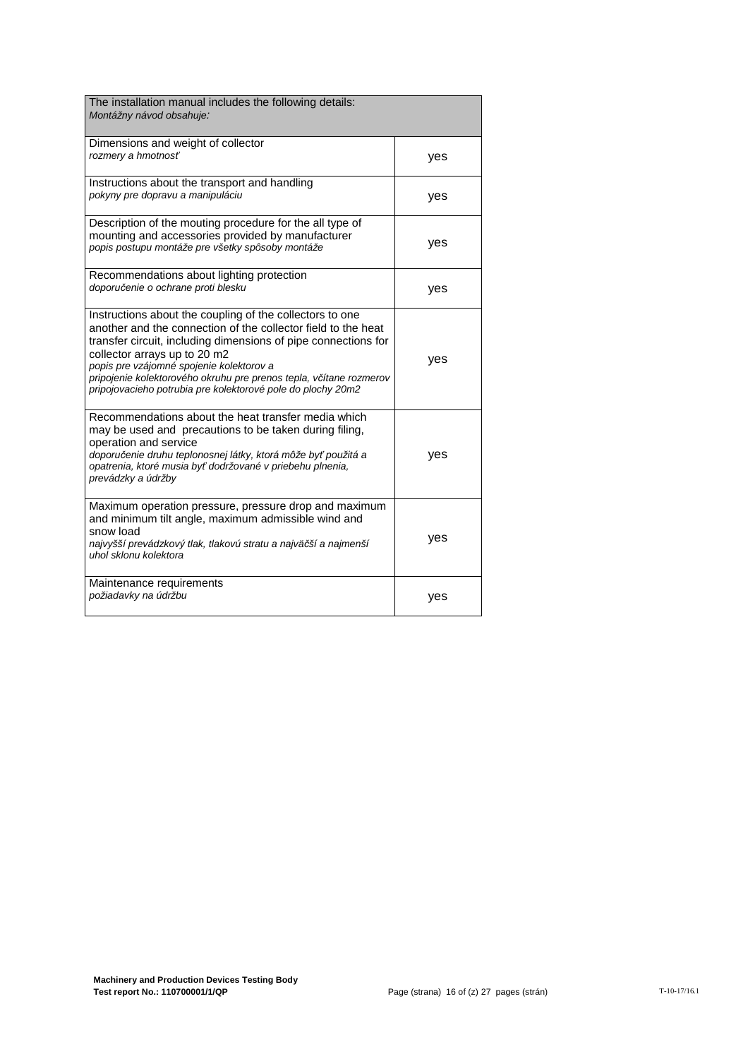| The installation manual includes the following details:<br>*Montážny návod obsahuje:* | |
|---|---|
| Dimensions and weight of collector<br>*rozmery a hmotnosť* | yes |
| Instructions about the transport and handling<br>*pokyny pre dopravu a manipuláciu* | yes |
| Description of the mouting procedure for the all type of mounting and accessories provided by manufacturer<br>*popis postupu montáže pre všetky spôsoby montáže* | yes |
| Recommendations about lighting protection<br>*doporučenie o ochrane proti blesku* | yes |
| Instructions about the coupling of the collectors to one another and the connection of the collector field to the heat transfer circuit, including dimensions of pipe connections for collector arrays up to 20 m2<br>*popis pre vzájomné spojenie kolektorov a pripojenie kolektorového okruhu pre prenos tepla, včítane rozmerov pripojovacieho potrubia pre kolektorové pole do plochy 20m2* | yes |
| Recommendations about the heat transfer media which may be used and precautions to be taken during filing, operation and service<br>*doporučenie druhu teplonosnej látky, ktorá môže byť použitá a opatrenia, ktoré musia byť dodržované v priebehu plnenia, prevádzky a údržby* | yes |
| Maximum operation pressure, pressure drop and maximum and minimum tilt angle, maximum admissible wind and snow load<br>*najvyšší prevádzkový tlak, tlakovú stratu a najväčší a najmenší uhol sklonu kolektora* | yes |
| Maintenance requirements<br>*požiadavky na údržbu* | yes |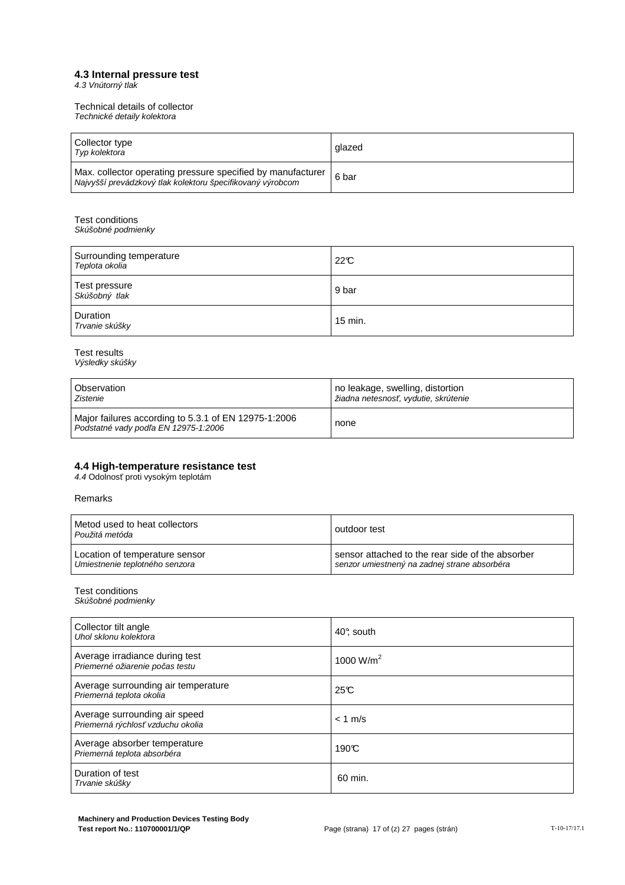### 4.3 Internal pressure test

*4.3 Vnútorný tlak*

Technical details of collector
*Technické detaily kolektora*

| Collector type<br>*Typ kolektora* | glazed |
|---|---|
| Max. collector operating pressure specified by manufacturer<br>*Najvyšší prevádzkový tlak kolektoru špecifikovaný výrobcom* | 6 bar |

Test conditions
*Skúšobné podmienky*

| Surrounding temperature<br>*Teplota okolia* | 22°C |
|---|---|
| Test pressure<br>*Skúšobný tlak* | 9 bar |
| Duration<br>*Trvanie skúšky* | 15 min. |

Test results
*Výsledky skúšky*

| Observation<br>*Zistenie* | no leakage, swelling, distortion<br>*žiadna netesnosť, vydutie, skrútenie* |
|---|---|
| Major failures according to 5.3.1 of EN 12975-1:2006<br>*Podstatné vady podľa EN 12975-1:2006* | none |

### 4.4 High-temperature resistance test

*4.4* Odolnosť proti vysokým teplotám

Remarks

| Metod used to heat collectors<br>*Použitá metóda* | outdoor test |
|---|---|
| Location of temperature sensor<br>*Umiestnenie teplotného senzora* | sensor attached to the rear side of the absorber<br>*senzor umiestnený na zadnej strane absorbéra* |

Test conditions
*Skúšobné podmienky*

| Collector tilt angle<br>*Uhol sklonu kolektora* | 40°, south |
|---|---|
| Average irradiance during test<br>*Priemerné ožiarenie počas testu* | 1000 W/m$^2$ |
| Average surrounding air temperature<br>*Priemerná teplota okolia* | 25°C |
| Average surrounding air speed<br>*Priemerná rýchlosť vzduchu okolia* | < 1 m/s |
| Average absorber temperature<br>*Priemerná teplota absorbéra* | 190°C |
| Duration of test<br>*Trvanie skúšky* | 60 min. |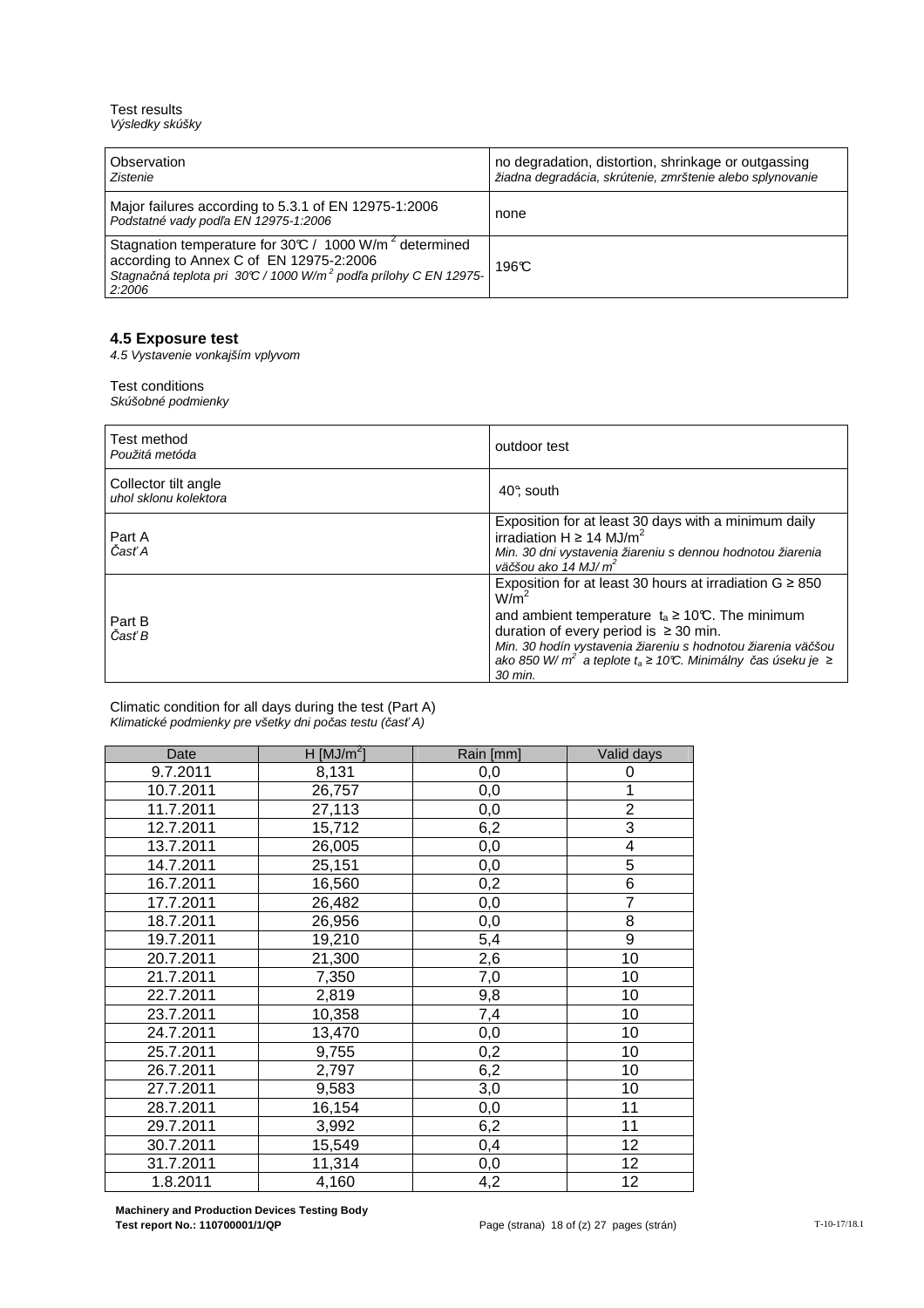Test results
*Výsledky skúšky*

| Observation<br>*Zistenie* | no degradation, distortion, shrinkage or outgassing<br>*žiadna degradácia, skrútenie, zmrštenie alebo splynovanie* |
|---|---|
| Major failures according to 5.3.1 of EN 12975-1:2006<br>*Podstatné vady podľa EN 12975-1:2006* | none |
| Stagnation temperature for 30°C / 1000 W/m² determined according to Annex C of EN 12975-2:2006<br>*Stagnačná teplota pri 30°C / 1000 W/m² podľa prílohy C EN 12975-2:2006* | 196°C |

### 4.5 Exposure test

*4.5 Vystavenie vonkajším vplyvom*

Test conditions
*Skúšobné podmienky*

| Test method<br>*Použitá metóda* | outdoor test |
|---|---|
| Collector tilt angle<br>*uhol sklonu kolektora* | 40°, south |
| Part A<br>*Časť A* | Exposition for at least 30 days with a minimum daily irradiation H ≥ 14 MJ/m²<br>*Min. 30 dni vystavenia žiareniu s dennou hodnotou žiarenia väčšou ako 14 MJ/ m²* |
| Part B<br>*Časť B* | Exposition for at least 30 hours at irradiation G ≥ 850 W/m²<br>and ambient temperature $t_a$ ≥ 10°C. The minimum duration of every period is ≥ 30 min.<br>*Min. 30 hodín vystavenia žiareniu s hodnotou žiarenia väčšou ako 850 W/ m² a teplote $t_a$ ≥ 10°C. Minimálny čas úseku je ≥ 30 min.* |

Climatic condition for all days during the test (Part A)
*Klimatické podmienky pre všetky dni počas testu (časť A)*

| Date | H [MJ/m²] | Rain [mm] | Valid days |
|---|---|---|---|
| 9.7.2011 | 8,131 | 0,0 | 0 |
| 10.7.2011 | 26,757 | 0,0 | 1 |
| 11.7.2011 | 27,113 | 0,0 | 2 |
| 12.7.2011 | 15,712 | 6,2 | 3 |
| 13.7.2011 | 26,005 | 0,0 | 4 |
| 14.7.2011 | 25,151 | 0,0 | 5 |
| 16.7.2011 | 16,560 | 0,2 | 6 |
| 17.7.2011 | 26,482 | 0,0 | 7 |
| 18.7.2011 | 26,956 | 0,0 | 8 |
| 19.7.2011 | 19,210 | 5,4 | 9 |
| 20.7.2011 | 21,300 | 2,6 | 10 |
| 21.7.2011 | 7,350 | 7,0 | 10 |
| 22.7.2011 | 2,819 | 9,8 | 10 |
| 23.7.2011 | 10,358 | 7,4 | 10 |
| 24.7.2011 | 13,470 | 0,0 | 10 |
| 25.7.2011 | 9,755 | 0,2 | 10 |
| 26.7.2011 | 2,797 | 6,2 | 10 |
| 27.7.2011 | 9,583 | 3,0 | 10 |
| 28.7.2011 | 16,154 | 0,0 | 11 |
| 29.7.2011 | 3,992 | 6,2 | 11 |
| 30.7.2011 | 15,549 | 0,4 | 12 |
| 31.7.2011 | 11,314 | 0,0 | 12 |
| 1.8.2011 | 4,160 | 4,2 | 12 |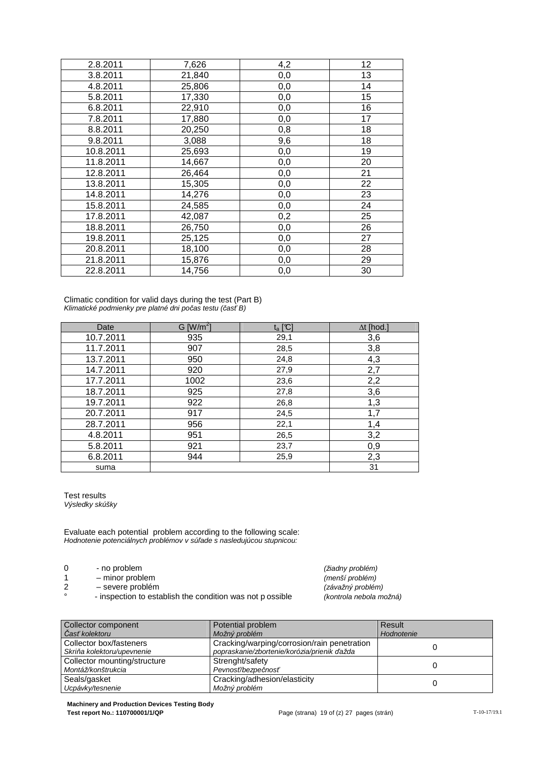| | | | |
|---|---|---|---|
| 2.8.2011 | 7,626 | 4,2 | 12 |
| 3.8.2011 | 21,840 | 0,0 | 13 |
| 4.8.2011 | 25,806 | 0,0 | 14 |
| 5.8.2011 | 17,330 | 0,0 | 15 |
| 6.8.2011 | 22,910 | 0,0 | 16 |
| 7.8.2011 | 17,880 | 0,0 | 17 |
| 8.8.2011 | 20,250 | 0,8 | 18 |
| 9.8.2011 | 3,088 | 9,6 | 18 |
| 10.8.2011 | 25,693 | 0,0 | 19 |
| 11.8.2011 | 14,667 | 0,0 | 20 |
| 12.8.2011 | 26,464 | 0,0 | 21 |
| 13.8.2011 | 15,305 | 0,0 | 22 |
| 14.8.2011 | 14,276 | 0,0 | 23 |
| 15.8.2011 | 24,585 | 0,0 | 24 |
| 17.8.2011 | 42,087 | 0,2 | 25 |
| 18.8.2011 | 26,750 | 0,0 | 26 |
| 19.8.2011 | 25,125 | 0,0 | 27 |
| 20.8.2011 | 18,100 | 0,0 | 28 |
| 21.8.2011 | 15,876 | 0,0 | 29 |
| 22.8.2011 | 14,756 | 0,0 | 30 |

Climatic condition for valid days during the test (Part B)
*Klimatické podmienky pre platné dni počas testu (časť B)*

| Date | G [W/m$^2$] | $t_a$ [°C] | $\Delta t$ [hod.] |
|---|---|---|---|
| 10.7.2011 | 935 | 29,1 | 3,6 |
| 11.7.2011 | 907 | 28,5 | 3,8 |
| 13.7.2011 | 950 | 24,8 | 4,3 |
| 14.7.2011 | 920 | 27,9 | 2,7 |
| 17.7.2011 | 1002 | 23,6 | 2,2 |
| 18.7.2011 | 925 | 27,8 | 3,6 |
| 19.7.2011 | 922 | 26,8 | 1,3 |
| 20.7.2011 | 917 | 24,5 | 1,7 |
| 28.7.2011 | 956 | 22,1 | 1,4 |
| 4.8.2011 | 951 | 26,5 | 3,2 |
| 5.8.2011 | 921 | 23,7 | 0,9 |
| 6.8.2011 | 944 | 25,9 | 2,3 |
| suma | | | 31 |

Test results
*Výsledky skúšky*

Evaluate each potential problem according to the following scale:
*Hodnotenie potenciálnych problémov v súľade s nasledujúcou stupnicou:*

- 0 - no problem *(žiadny problém)*
- 1 – minor problem *(menší problém)*
- 2 – severe problém *(závažný problém)*
- ° - inspection to establish the condition was not possible *(kontrola nebola možná)*

| Collector component<br>*Časť kolektoru* | Potential problem<br>*Možný problém* | Result<br>*Hodnotenie* |
|---|---|---|
| Collector box/fasteners<br>*Skriňa kolektoru/upevnenie* | Cracking/warping/corrosion/rain penetration<br>*popraskanie/zbortenie/korózia/prienik ďažda* | 0 |
| Collector mounting/structure<br>*Montáž/konštrukcia* | Strenght/safety<br>*Pevnosť/bezpečnosť* | 0 |
| Seals/gasket<br>*Upchávky/tesnenie* | Cracking/adhesion/elasticity<br>*Možný problém* | 0 |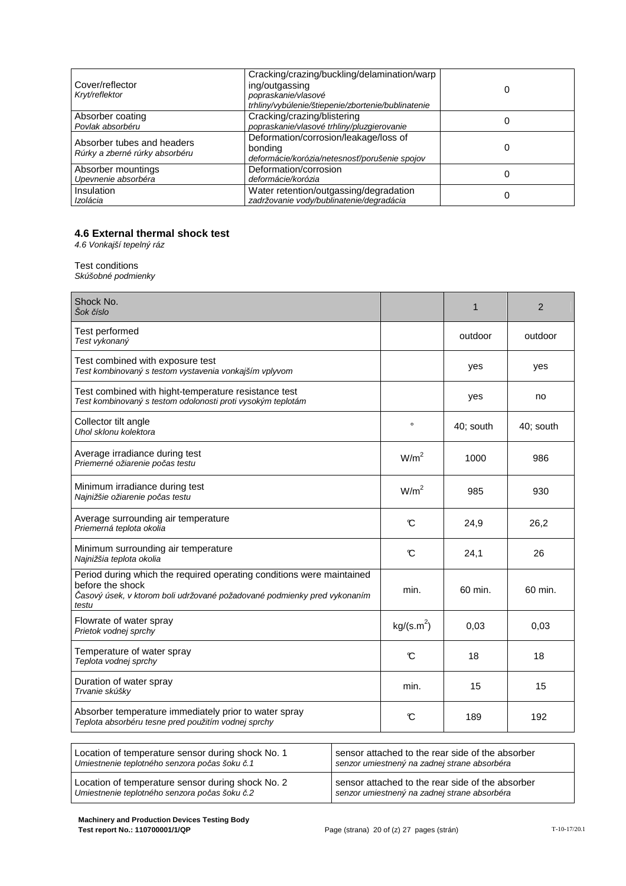| | | |
|---|---|---|
| Cover/reflector<br>*Kryt/reflektor* | Cracking/crazing/buckling/delamination/warping/outgassing<br>*popraskanie/vlasové trhliny/vybúlenie/štiepenie/zbortenie/bublinatenie* | 0 |
| Absorber coating<br>*Povlak absorbéru* | Cracking/crazing/blistering<br>*popraskanie/vlasové trhliny/pluzgierovanie* | 0 |
| Absorber tubes and headers<br>*Rúrky a zberné rúrky absorbéru* | Deformation/corrosion/leakage/loss of bonding<br>*deformácie/korózia/netesnosť/porušenie spojov* | 0 |
| Absorber mountings<br>*Upevnenie absorbéra* | Deformation/corrosion<br>*deformácie/korózia* | 0 |
| Insulation<br>*Izolácia* | Water retention/outgassing/degradation<br>*zadržovanie vody/bublinatenie/degradácia* | 0 |

### 4.6 External thermal shock test

*4.6 Vonkajší tepelný ráz*

Test conditions
*Skúšobné podmienky*

| Shock No.<br>*Šok číslo* | | 1 | 2 |
|---|---|---|---|
| Test performed<br>*Test vykonaný* | | outdoor | outdoor |
| Test combined with exposure test<br>*Test kombinovaný s testom vystavenia vonkajším vplyvom* | | yes | yes |
| Test combined with hight-temperature resistance test<br>*Test kombinovaný s testom odolnosti proti vysokým teplotám* | | yes | no |
| Collector tilt angle<br>*Uhol sklonu kolektora* | ° | 40; south | 40; south |
| Average irradiance during test<br>*Priemerné ožiarenie počas testu* | $W/m^2$ | 1000 | 986 |
| Minimum irradiance during test<br>*Najnižšie ožiarenie počas testu* | $W/m^2$ | 985 | 930 |
| Average surrounding air temperature<br>*Priemerná teplota okolia* | ℃ | 24,9 | 26,2 |
| Minimum surrounding air temperature<br>*Najnižšia teplota okolia* | ℃ | 24,1 | 26 |
| Period during which the required operating conditions were maintained before the shock<br>*Časový úsek, v ktorom boli udržované požadované podmienky pred vykonaním testu* | min. | 60 min. | 60 min. |
| Flowrate of water spray<br>*Prietok vodnej sprchy* | $kg/(s.m^2)$ | 0,03 | 0,03 |
| Temperature of water spray<br>*Teplota vodnej sprchy* | ℃ | 18 | 18 |
| Duration of water spray<br>*Trvanie skúšky* | min. | 15 | 15 |
| Absorber temperature immediately prior to water spray<br>*Teplota absorbéru tesne pred použitím vodnej sprchy* | ℃ | 189 | 192 |

| | |
|---|---|
| Location of temperature sensor during shock No. 1<br>*Umiestnenie teplotného senzora počas šoku č.1* | sensor attached to the rear side of the absorber<br>*senzor umiestnený na zadnej strane absorbéra* |
| Location of temperature sensor during shock No. 2<br>*Umiestnenie teplotného senzora počas šoku č.2* | sensor attached to the rear side of the absorber<br>*senzor umiestnený na zadnej strane absorbéra* |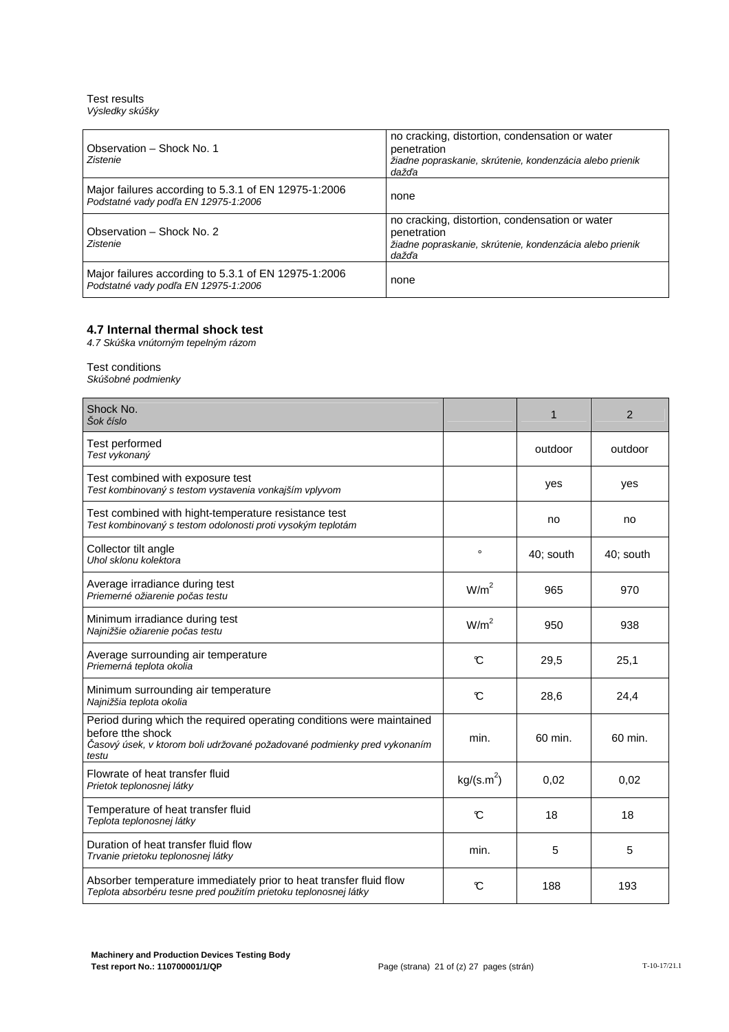Test results
*Výsledky skúšky*

| | |
|---|---|
| Observation – Shock No. 1<br>*Zistenie* | no cracking, distortion, condensation or water penetration<br>*žiadne popraskanie, skrútenie, kondenzácia alebo prienik dažďa* |
| Major failures according to 5.3.1 of EN 12975-1:2006<br>*Podstatné vady podľa EN 12975-1:2006* | none |
| Observation – Shock No. 2<br>*Zistenie* | no cracking, distortion, condensation or water penetration<br>*žiadne popraskanie, skrútenie, kondenzácia alebo prienik dažďa* |
| Major failures according to 5.3.1 of EN 12975-1:2006<br>*Podstatné vady podľa EN 12975-1:2006* | none |

### 4.7 Internal thermal shock test

*4.7 Skúška vnútorným tepelným rázom*

Test conditions
*Skúšobné podmienky*

| Shock No.<br>*Šok číslo* | | 1 | 2 |
|---|---|---|---|
| Test performed<br>*Test vykonaný* | | outdoor | outdoor |
| Test combined with exposure test<br>*Test kombinovaný s testom vystavenia vonkajším vplyvom* | | yes | yes |
| Test combined with hight-temperature resistance test<br>*Test kombinovaný s testom odolnosti proti vysokým teplotám* | | no | no |
| Collector tilt angle<br>*Uhol sklonu kolektora* | ° | 40; south | 40; south |
| Average irradiance during test<br>*Priemerné ožiarenie počas testu* | $W/m^2$ | 965 | 970 |
| Minimum irradiance during test<br>*Najnižšie ožiarenie počas testu* | $W/m^2$ | 950 | 938 |
| Average surrounding air temperature<br>*Priemerná teplota okolia* | °C | 29,5 | 25,1 |
| Minimum surrounding air temperature<br>*Najnižšia teplota okolia* | °C | 28,6 | 24,4 |
| Period during which the required operating conditions were maintained before tthe shock<br>*Časový úsek, v ktorom boli udržované požadované podmienky pred vykonaním testu* | min. | 60 min. | 60 min. |
| Flowrate of heat transfer fluid<br>*Prietok teplonosnej látky* | $kg/(s.m^2)$ | 0,02 | 0,02 |
| Temperature of heat transfer fluid<br>*Teplota teplonosnej látky* | °C | 18 | 18 |
| Duration of heat transfer fluid flow<br>*Trvanie prietoku teplonosnej látky* | min. | 5 | 5 |
| Absorber temperature immediately prior to heat transfer fluid flow<br>*Teplota absorbéru tesne pred použitím prietoku teplonosnej látky* | °C | 188 | 193 |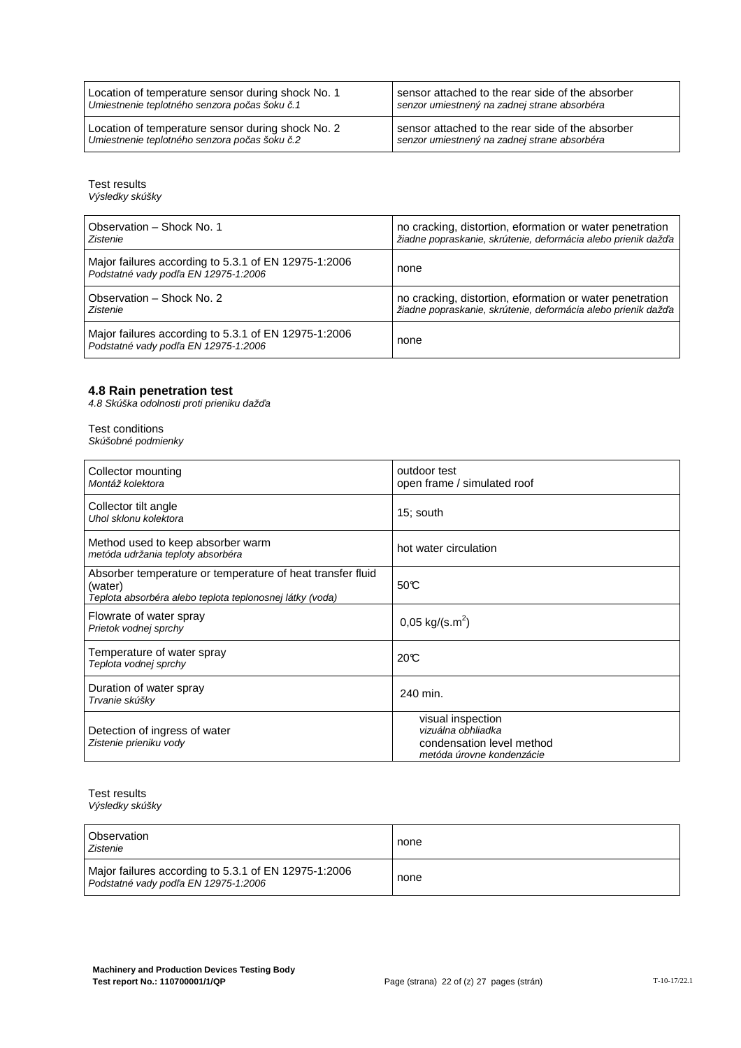| | |
|---|---|
| Location of temperature sensor during shock No. 1<br>*Umiestnenie teplotného senzora počas šoku č.1* | sensor attached to the rear side of the absorber<br>*senzor umiestnený na zadnej strane absorbéra* |
| Location of temperature sensor during shock No. 2<br>*Umiestnenie teplotného senzora počas šoku č.2* | sensor attached to the rear side of the absorber<br>*senzor umiestnený na zadnej strane absorbéra* |

Test results
*Výsledky skúšky*

| | |
|---|---|
| Observation – Shock No. 1<br>*Zistenie* | no cracking, distortion, eformation or water penetration<br>*žiadne popraskanie, skrútenie, deformácia alebo prienik dažďa* |
| Major failures according to 5.3.1 of EN 12975-1:2006<br>*Podstatné vady podľa EN 12975-1:2006* | none |
| Observation – Shock No. 2<br>*Zistenie* | no cracking, distortion, eformation or water penetration<br>*žiadne popraskanie, skrútenie, deformácia alebo prienik dažďa* |
| Major failures according to 5.3.1 of EN 12975-1:2006<br>*Podstatné vady podľa EN 12975-1:2006* | none |

#### 4.8 Rain penetration test

*4.8 Skúška odolnosti proti prieniku dažďa*

Test conditions
*Skúšobné podmienky*

| | |
|---|---|
| Collector mounting<br>*Montáž kolektora* | outdoor test<br>open frame / simulated roof |
| Collector tilt angle<br>*Uhol sklonu kolektora* | 15; south |
| Method used to keep absorber warm<br>*metóda udržania teploty absorbéra* | hot water circulation |
| Absorber temperature or temperature of heat transfer fluid (water)<br>*Teplota absorbéra alebo teplota teplonosnej látky (voda)* | 50℃ |
| Flowrate of water spray<br>*Prietok vodnej sprchy* | 0,05 kg/(s.m$^2$) |
| Temperature of water spray<br>*Teplota vodnej sprchy* | 20℃ |
| Duration of water spray<br>*Trvanie skúšky* | 240 min. |
| Detection of ingress of water<br>*Zistenie prieniku vody* | visual inspection<br>*vizuálna obhliadka*<br>condensation level method<br>*metóda úrovne kondenzácie* |

Test results
*Výsledky skúšky*

| | |
|---|---|
| Observation<br>*Zistenie* | none |
| Major failures according to 5.3.1 of EN 12975-1:2006<br>*Podstatné vady podľa EN 12975-1:2006* | none |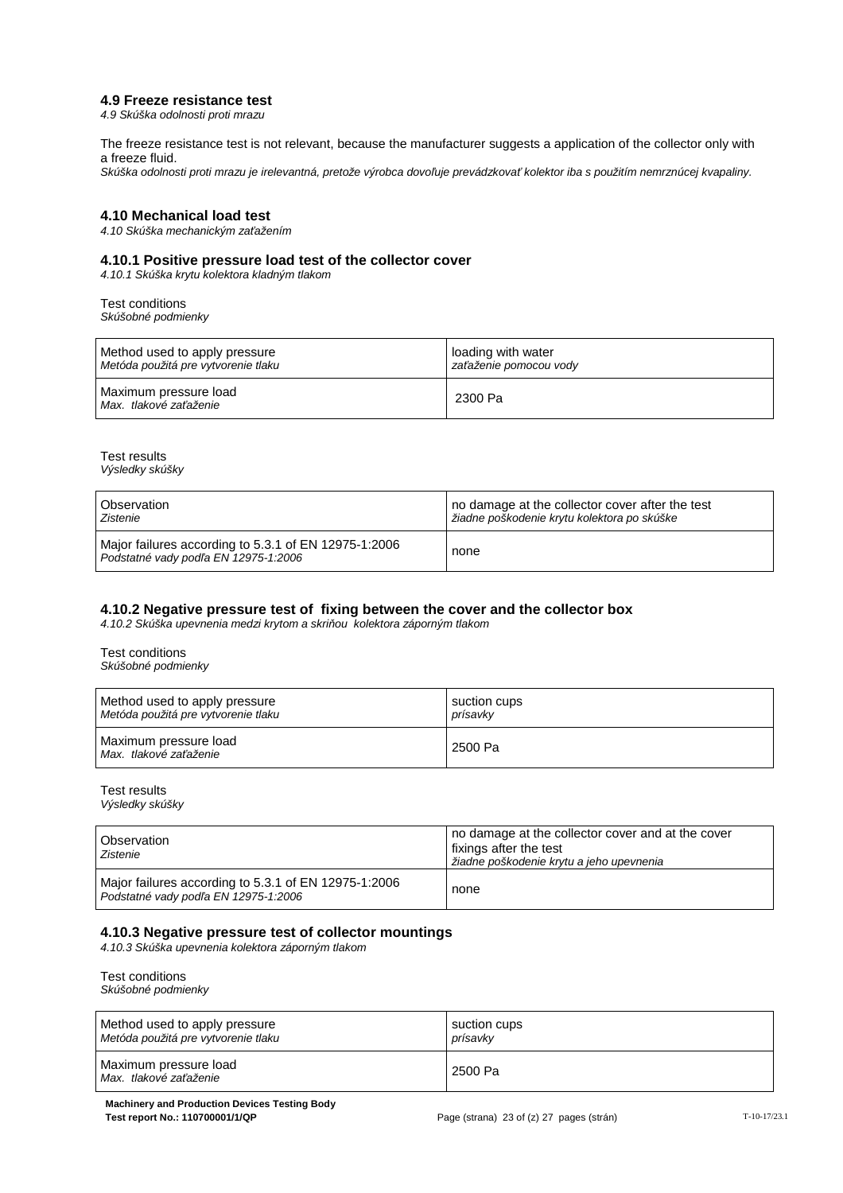### 4.9 Freeze resistance test

*4.9 Skúška odolnosti proti mrazu*

The freeze resistance test is not relevant, because the manufacturer suggests a application of the collector only with a freeze fluid.

*Skúška odolnosti proti mrazu je irelevantná, pretože výrobca dovoľuje prevádzkovať kolektor iba s použitím nemrznúcej kvapaliny.*

### 4.10 Mechanical load test

*4.10 Skúška mechanickým zaťažením*

#### 4.10.1 Positive pressure load test of the collector cover

*4.10.1 Skúška krytu kolektora kladným tlakom*

Test conditions
*Skúšobné podmienky*

| | |
|---|---|
| Method used to apply pressure<br>*Metóda použitá pre vytvorenie tlaku* | loading with water<br>*zaťaženie pomocou vody* |
| Maximum pressure load<br>*Max. tlakové zaťaženie* | 2300 Pa |

Test results
*Výsledky skúšky*

| | |
|---|---|
| Observation<br>*Zistenie* | no damage at the collector cover after the test<br>*žiadne poškodenie krytu kolektora po skúške* |
| Major failures according to 5.3.1 of EN 12975-1:2006<br>*Podstatné vady podľa EN 12975-1:2006* | none |

#### 4.10.2 Negative pressure test of fixing between the cover and the collector box

*4.10.2 Skúška upevnenia medzi krytom a skriňou kolektora záporným tlakom*

Test conditions
*Skúšobné podmienky*

| | |
|---|---|
| Method used to apply pressure<br>*Metóda použitá pre vytvorenie tlaku* | suction cups<br>*prísavky* |
| Maximum pressure load<br>*Max. tlakové zaťaženie* | 2500 Pa |

Test results
*Výsledky skúšky*

| | |
|---|---|
| Observation<br>*Zistenie* | no damage at the collector cover and at the cover fixings after the test<br>*žiadne poškodenie krytu a jeho upevnenia* |
| Major failures according to 5.3.1 of EN 12975-1:2006<br>*Podstatné vady podľa EN 12975-1:2006* | none |

#### 4.10.3 Negative pressure test of collector mountings

*4.10.3 Skúška upevnenia kolektora záporným tlakom*

Test conditions
*Skúšobné podmienky*

| | |
|---|---|
| Method used to apply pressure<br>*Metóda použitá pre vytvorenie tlaku* | suction cups<br>*prísavky* |
| Maximum pressure load<br>*Max. tlakové zaťaženie* | 2500 Pa |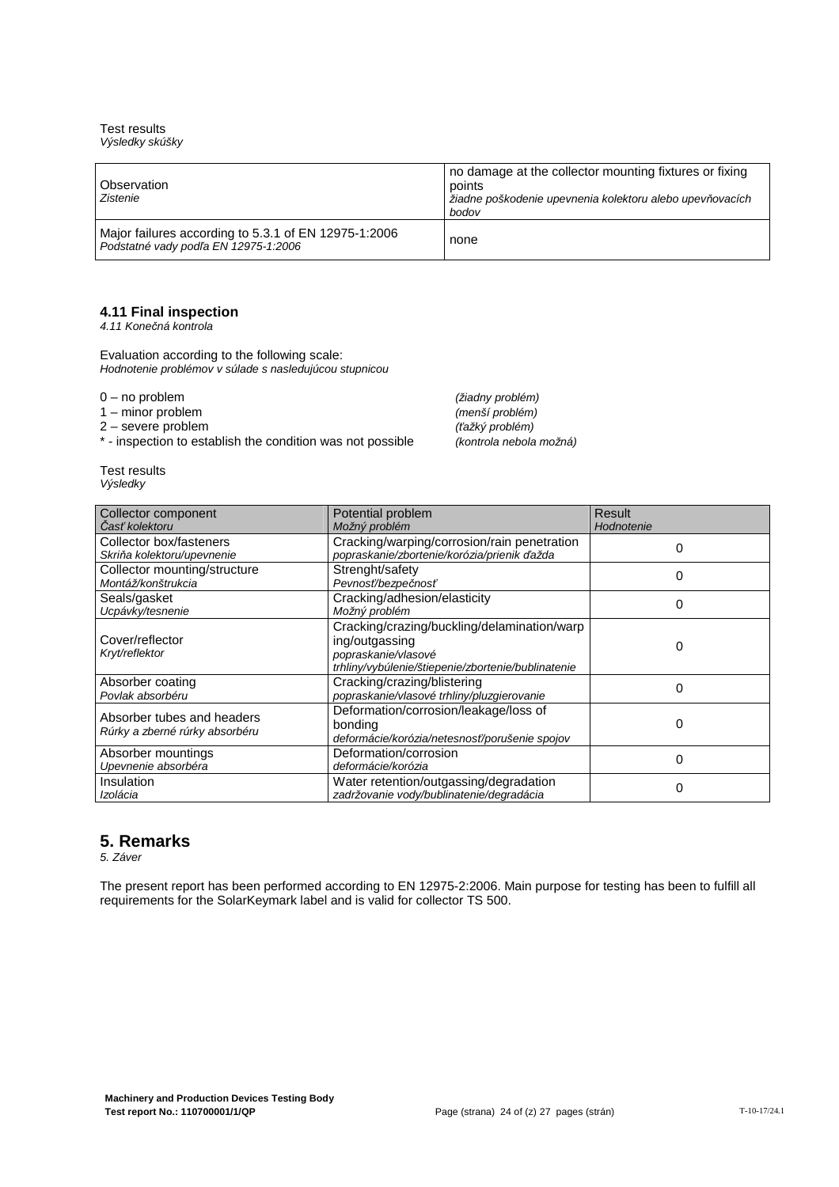Test results
*Výsledky skúšky*

| Observation *Zistenie* | no damage at the collector mounting fixtures or fixing points *žiadne poškodenie upevnenia kolektoru alebo upevňovacích bodov* |
|---|---|
| Major failures according to 5.3.1 of EN 12975-1:2006 *Podstatné vady podľa EN 12975-1:2006* | none |

### 4.11 Final inspection
*4.11 Konečná kontrola*

Evaluation according to the following scale:
*Hodnotenie problémov v súlade s nasledujúcou stupnicou*

0 – no problem *(žiadny problém)*
1 – minor problem *(menší problém)*
2 – severe problem *(ťažký problém)*
* - inspection to establish the condition was not possible *(kontrola nebola možná)*

Test results
*Výsledky*

| Collector component *Časť kolektoru* | Potential problem *Možný problém* | Result *Hodnotenie* |
|---|---|---|
| Collector box/fasteners *Skriňa kolektoru/upevnenie* | Cracking/warping/corrosion/rain penetration *popraskanie/zbortenie/korózia/prienik ďažda* | 0 |
| Collector mounting/structure *Montáž/konštrukcia* | Strenght/safety *Pevnosť/bezpečnosť* | 0 |
| Seals/gasket *Ucpávky/tesnenie* | Cracking/adhesion/elasticity *Možný problém* | 0 |
| Cover/reflector *Kryt/reflektor* | Cracking/crazing/buckling/delamination/warp ing/outgassing *popraskanie/vlasové trhliny/vybúlenie/štiepenie/zbortenie/bublinatenie* | 0 |
| Absorber coating *Povlak absorbéru* | Cracking/crazing/blistering *popraskanie/vlasové trhliny/pluzgierovanie* | 0 |
| Absorber tubes and headers *Rúrky a zberné rúrky absorbéru* | Deformation/corrosion/leakage/loss of bonding *deformácie/korózia/netesnosť/porušenie spojov* | 0 |
| Absorber mountings *Upevnenie absorbéra* | Deformation/corrosion *deformácie/korózia* | 0 |
| Insulation *Izolácia* | Water retention/outgassing/degradation *zadržovanie vody/bublinatenie/degradácia* | 0 |

## 5. Remarks
*5. Záver*

The present report has been performed according to EN 12975-2:2006. Main purpose for testing has been to fulfill all requirements for the SolarKeymark label and is valid for collector TS 500.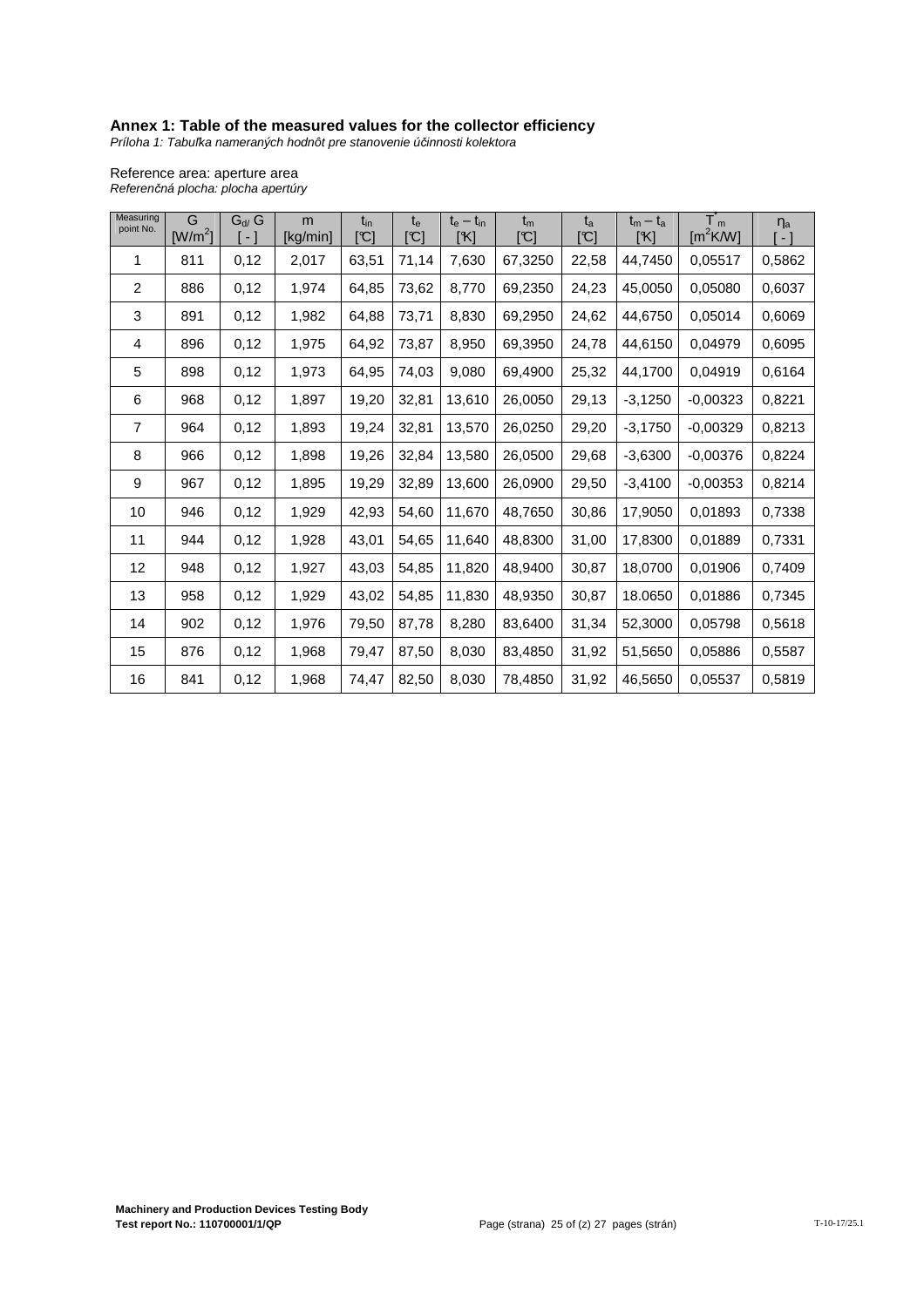**Annex 1: Table of the measured values for the collector efficiency**

*Príloha 1: Tabuľka nameraných hodnôt pre stanovenie účinnosti kolektora*

Reference area: aperture area

*Referenčná plocha: plocha apertúry*

| Measuring point No. | G $[W/m^2]$ | $G_d/G$ [ - ] | m [kg/min] | $t_{in}$ [℃] | $t_e$ [℃] | $t_e - t_{in}$ [K] | $t_m$ [℃] | $t_a$ [℃] | $t_m - t_a$ [K] | $T^*_m$ $[m^2K/W]$ | $\eta_a$ [ - ] |
|---|---|---|---|---|---|---|---|---|---|---|---|
| 1 | 811 | 0,12 | 2,017 | 63,51 | 71,14 | 7,630 | 67,3250 | 22,58 | 44,7450 | 0,05517 | 0,5862 |
| 2 | 886 | 0,12 | 1,974 | 64,85 | 73,62 | 8,770 | 69,2350 | 24,23 | 45,0050 | 0,05080 | 0,6037 |
| 3 | 891 | 0,12 | 1,982 | 64,88 | 73,71 | 8,830 | 69,2950 | 24,62 | 44,6750 | 0,05014 | 0,6069 |
| 4 | 896 | 0,12 | 1,975 | 64,92 | 73,87 | 8,950 | 69,3950 | 24,78 | 44,6150 | 0,04979 | 0,6095 |
| 5 | 898 | 0,12 | 1,973 | 64,95 | 74,03 | 9,080 | 69,4900 | 25,32 | 44,1700 | 0,04919 | 0,6164 |
| 6 | 968 | 0,12 | 1,897 | 19,20 | 32,81 | 13,610 | 26,0050 | 29,13 | -3,1250 | -0,00323 | 0,8221 |
| 7 | 964 | 0,12 | 1,893 | 19,24 | 32,81 | 13,570 | 26,0250 | 29,20 | -3,1750 | -0,00329 | 0,8213 |
| 8 | 966 | 0,12 | 1,898 | 19,26 | 32,84 | 13,580 | 26,0500 | 29,68 | -3,6300 | -0,00376 | 0,8224 |
| 9 | 967 | 0,12 | 1,895 | 19,29 | 32,89 | 13,600 | 26,0900 | 29,50 | -3,4100 | -0,00353 | 0,8214 |
| 10 | 946 | 0,12 | 1,929 | 42,93 | 54,60 | 11,670 | 48,7650 | 30,86 | 17,9050 | 0,01893 | 0,7338 |
| 11 | 944 | 0,12 | 1,928 | 43,01 | 54,65 | 11,640 | 48,8300 | 31,00 | 17,8300 | 0,01889 | 0,7331 |
| 12 | 948 | 0,12 | 1,927 | 43,03 | 54,85 | 11,820 | 48,9400 | 30,87 | 18,0700 | 0,01906 | 0,7409 |
| 13 | 958 | 0,12 | 1,929 | 43,02 | 54,85 | 11,830 | 48,9350 | 30,87 | 18.0650 | 0,01886 | 0,7345 |
| 14 | 902 | 0,12 | 1,976 | 79,50 | 87,78 | 8,280 | 83,6400 | 31,34 | 52,3000 | 0,05798 | 0,5618 |
| 15 | 876 | 0,12 | 1,968 | 79,47 | 87,50 | 8,030 | 83,4850 | 31,92 | 51,5650 | 0,05886 | 0,5587 |
| 16 | 841 | 0,12 | 1,968 | 74,47 | 82,50 | 8,030 | 78,4850 | 31,92 | 46,5650 | 0,05537 | 0,5819 |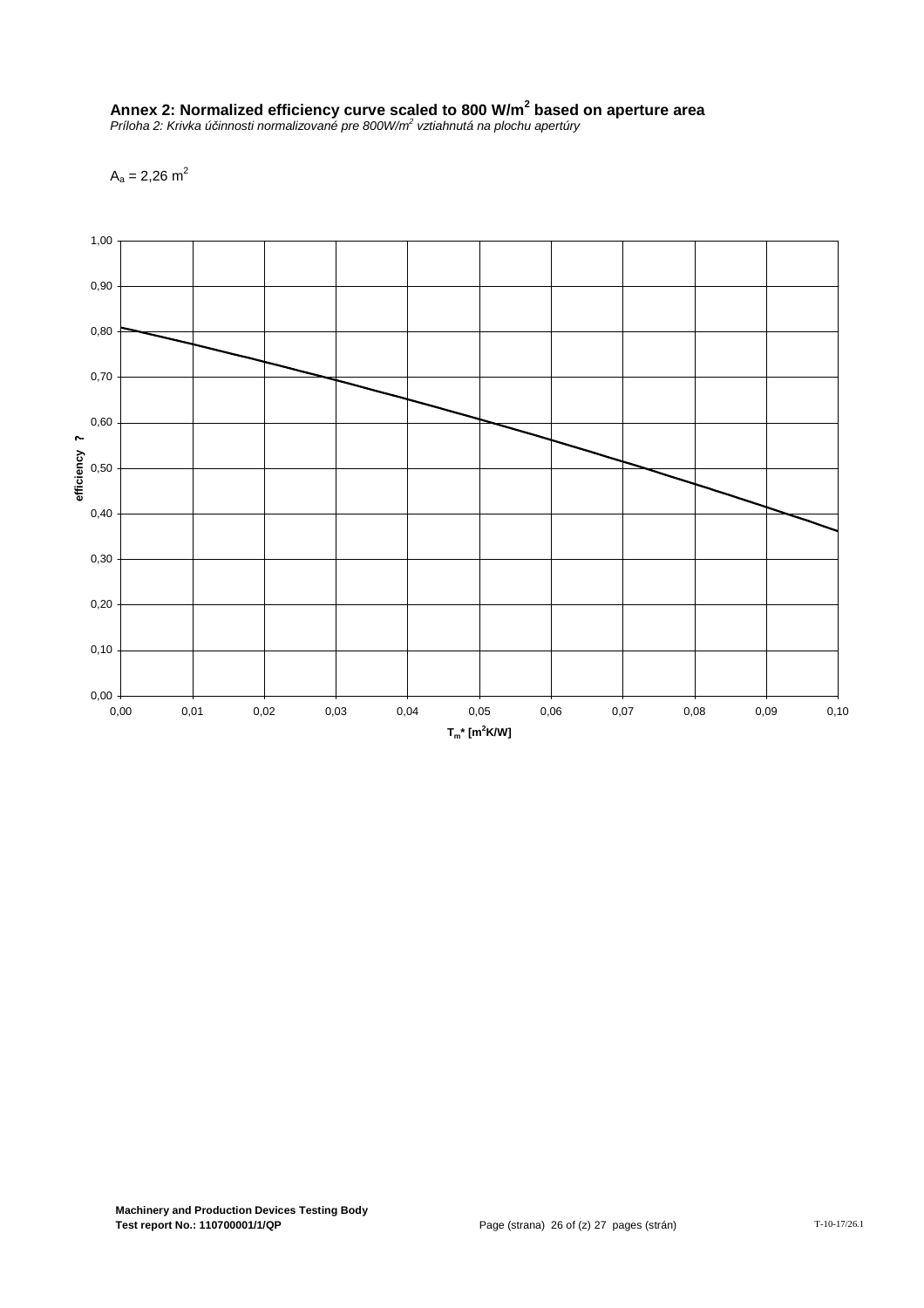## Annex 2: Normalized efficiency curve scaled to 800 W/m$^2$ based on aperture area

*Príloha 2: Krivka účinnosti normalizované pre 800W/m$^2$ vztiahnutá na plochu apertúry*

$A_a$ = 2,26 m$^2$

efficiency ?

1,00
0,90
0,80
0,70
0,60
0,50
0,40
0,30
0,20
0,10
0,00

0,00 0,01 0,02 0,03 0,04 0,05 0,06 0,07 0,08 0,09 0,10

$T_m$* [m$^2$K/W]

**Machinery and Production Devices Testing Body**
**Test report No.: 110700001/1/QP**

T-10-17/26.1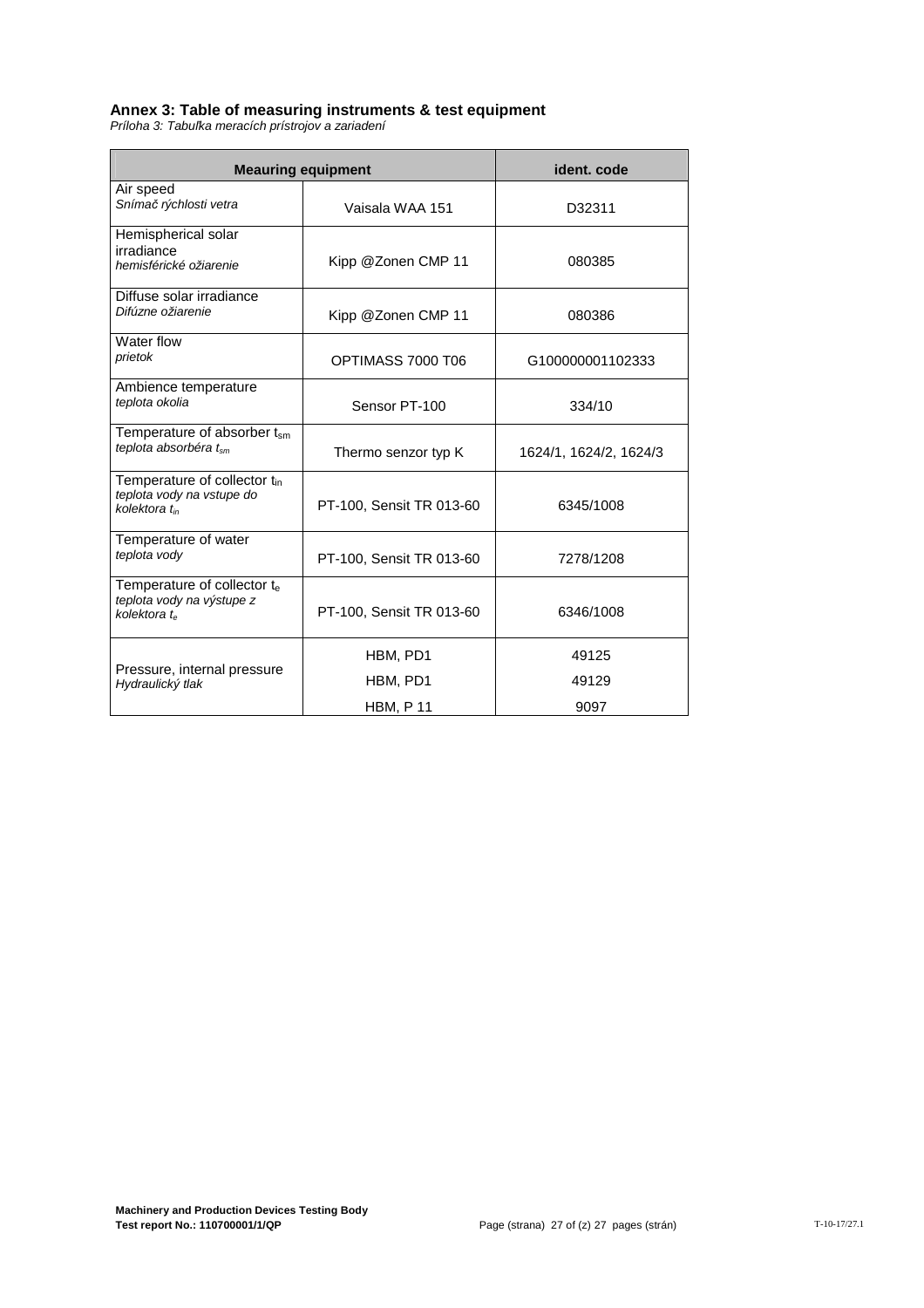**Annex 3: Table of measuring instruments & test equipment**
*Príloha 3: Tabuľka meracích prístrojov a zariadení*

| Meauring equipment | | ident. code |
|---|---|---|
| Air speed *Snímač rýchlosti vetra* | Vaisala WAA 151 | D32311 |
| Hemispherical solar irradiance *hemisférické ožiarenie* | Kipp @Zonen CMP 11 | 080385 |
| Diffuse solar irradiance *Difúzne ožiarenie* | Kipp @Zonen CMP 11 | 080386 |
| Water flow *prietok* | OPTIMASS 7000 T06 | G100000001102333 |
| Ambience temperature *teplota okolia* | Sensor PT-100 | 334/10 |
| Temperature of absorber $t_{sm}$ *teplota absorbéra* $t_{sm}$ | Thermo senzor typ K | 1624/1, 1624/2, 1624/3 |
| Temperature of collector $t_{in}$ *teplota vody na vstupe do kolektora* $t_{in}$ | PT-100, Sensit TR 013-60 | 6345/1008 |
| Temperature of water *teplota vody* | PT-100, Sensit TR 013-60 | 7278/1208 |
| Temperature of collector $t_e$ *teplota vody na výstupe z kolektora* $t_e$ | PT-100, Sensit TR 013-60 | 6346/1008 |
| Pressure, internal pressure *Hydraulický tlak* | HBM, PD1 | 49125 |
| | HBM, PD1 | 49129 |
| | HBM, P 11 | 9097 |

**Machinery and Production Devices Testing Body**
**Test report No.: 110700001/1/QP**